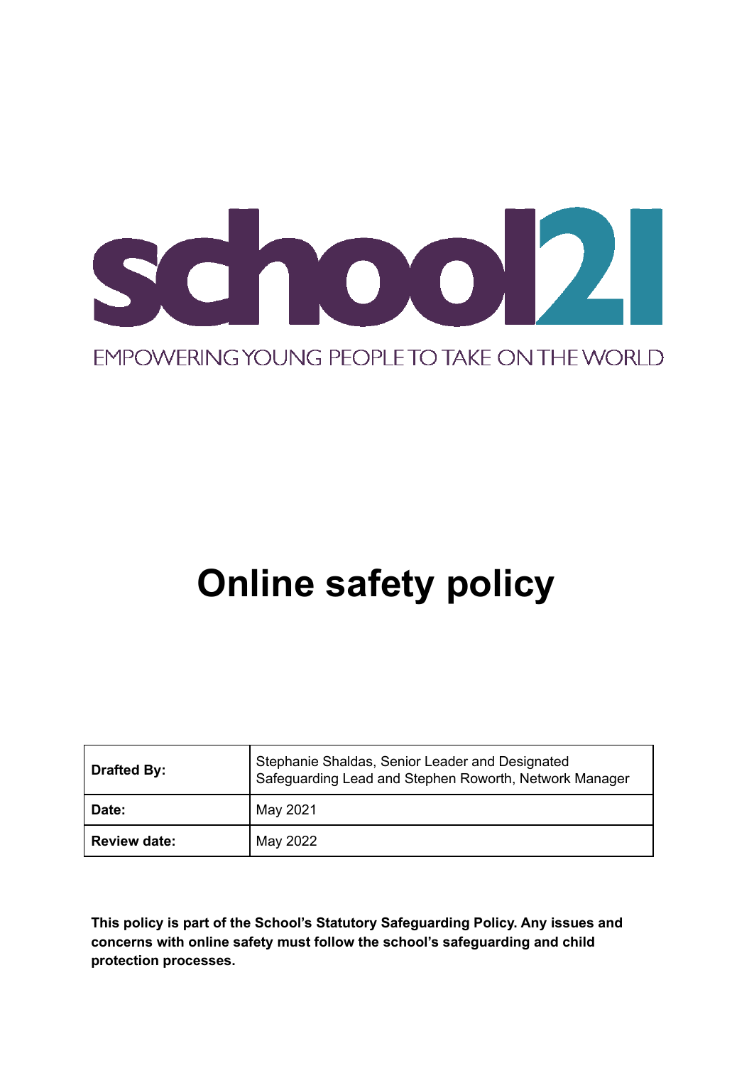school21

EMPOWERING YOUNG PEOPLE TO TAKE ON THE WORLD

# Online safety policy

| **Drafted By:** | Stephanie Shaldas, Senior Leader and Designated Safeguarding Lead and Stephen Roworth, Network Manager |
|---|---|
| **Date:** | May 2021 |
| **Review date:** | May 2022 |

**This policy is part of the School's Statutory Safeguarding Policy. Any issues and concerns with online safety must follow the school's safeguarding and child protection processes.**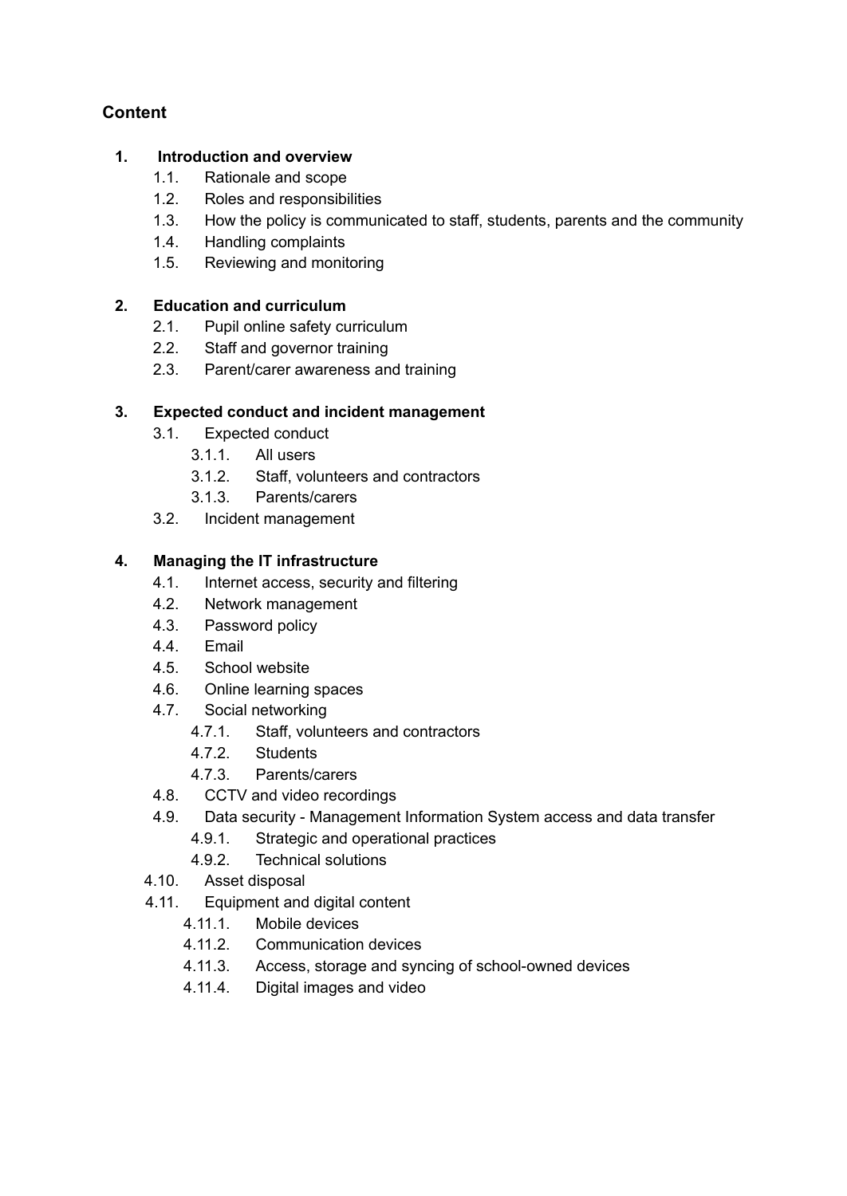## Content

1. **Introduction and overview**
    - 1.1. Rationale and scope
    - 1.2. Roles and responsibilities
    - 1.3. How the policy is communicated to staff, students, parents and the community
    - 1.4. Handling complaints
    - 1.5. Reviewing and monitoring

2. **Education and curriculum**
    - 2.1. Pupil online safety curriculum
    - 2.2. Staff and governor training
    - 2.3. Parent/carer awareness and training

3. **Expected conduct and incident management**
    - 3.1. Expected conduct
        - 3.1.1. All users
        - 3.1.2. Staff, volunteers and contractors
        - 3.1.3. Parents/carers
    - 3.2. Incident management

4. **Managing the IT infrastructure**
    - 4.1. Internet access, security and filtering
    - 4.2. Network management
    - 4.3. Password policy
    - 4.4. Email
    - 4.5. School website
    - 4.6. Online learning spaces
    - 4.7. Social networking
        - 4.7.1. Staff, volunteers and contractors
        - 4.7.2. Students
        - 4.7.3. Parents/carers
    - 4.8. CCTV and video recordings
    - 4.9. Data security - Management Information System access and data transfer
        - 4.9.1. Strategic and operational practices
        - 4.9.2. Technical solutions
    - 4.10. Asset disposal
    - 4.11. Equipment and digital content
        - 4.11.1. Mobile devices
        - 4.11.2. Communication devices
        - 4.11.3. Access, storage and syncing of school-owned devices
        - 4.11.4. Digital images and video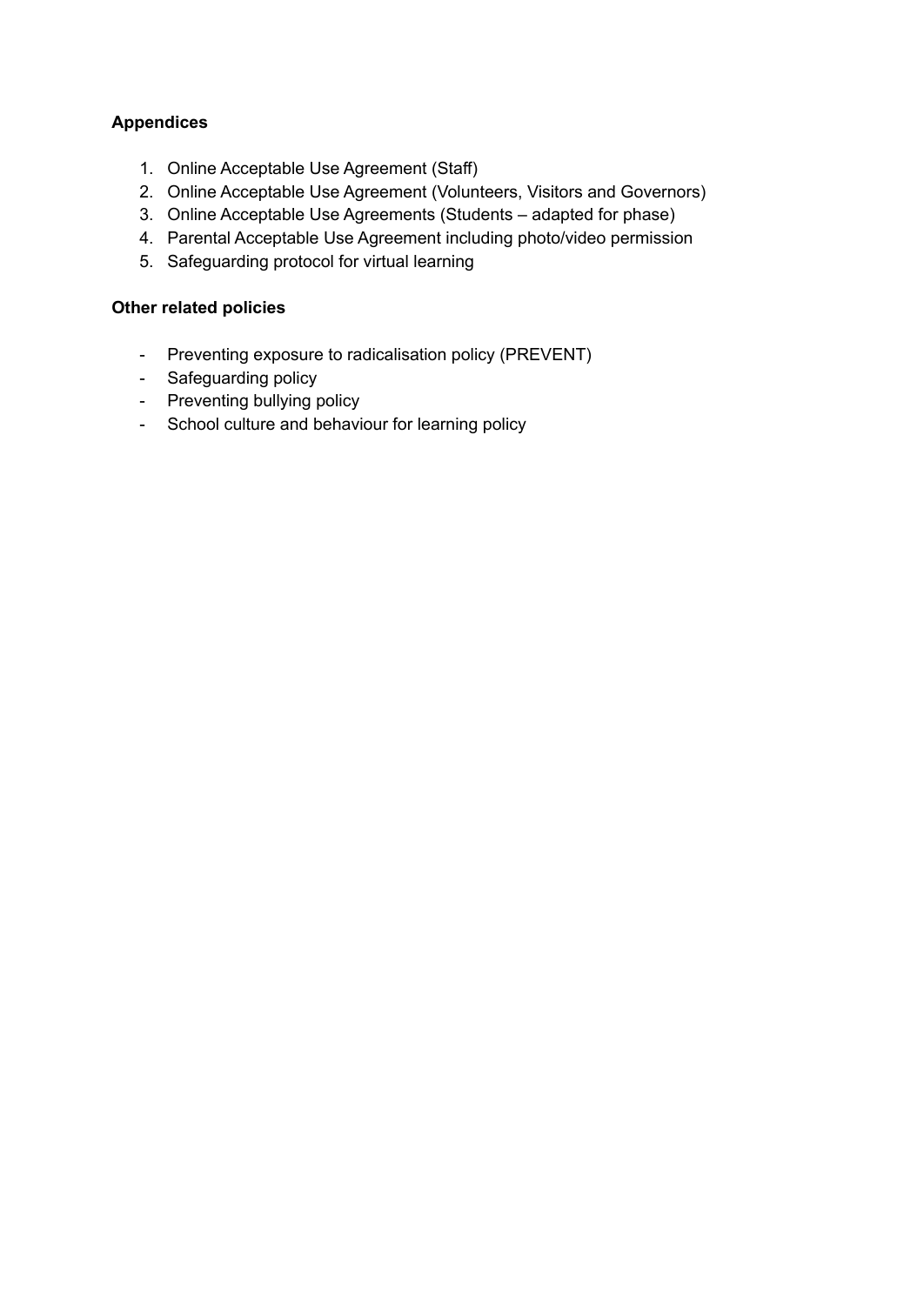**Appendices**

1. Online Acceptable Use Agreement (Staff)
2. Online Acceptable Use Agreement (Volunteers, Visitors and Governors)
3. Online Acceptable Use Agreements (Students – adapted for phase)
4. Parental Acceptable Use Agreement including photo/video permission
5. Safeguarding protocol for virtual learning

**Other related policies**

- Preventing exposure to radicalisation policy (PREVENT)
- Safeguarding policy
- Preventing bullying policy
- School culture and behaviour for learning policy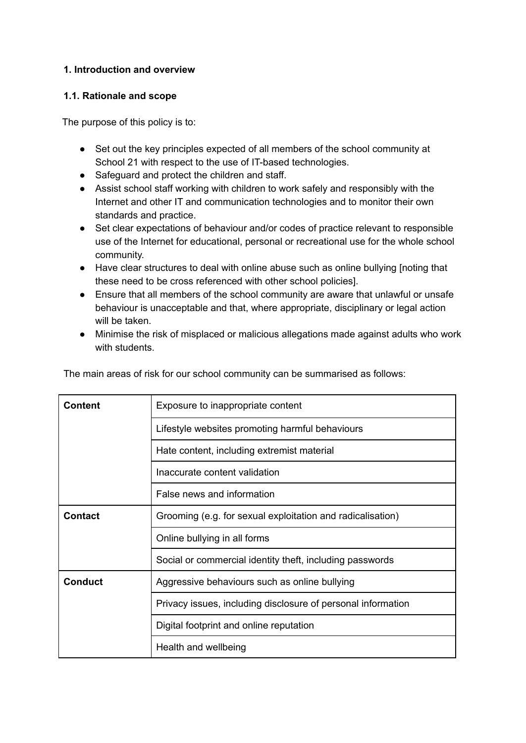**1. Introduction and overview**

**1.1. Rationale and scope**

The purpose of this policy is to:

- Set out the key principles expected of all members of the school community at School 21 with respect to the use of IT-based technologies.
- Safeguard and protect the children and staff.
- Assist school staff working with children to work safely and responsibly with the Internet and other IT and communication technologies and to monitor their own standards and practice.
- Set clear expectations of behaviour and/or codes of practice relevant to responsible use of the Internet for educational, personal or recreational use for the whole school community.
- Have clear structures to deal with online abuse such as online bullying [noting that these need to be cross referenced with other school policies].
- Ensure that all members of the school community are aware that unlawful or unsafe behaviour is unacceptable and that, where appropriate, disciplinary or legal action will be taken.
- Minimise the risk of misplaced or malicious allegations made against adults who work with students.

The main areas of risk for our school community can be summarised as follows:

| | |
|---|---|
| **Content** | Exposure to inappropriate content |
| | Lifestyle websites promoting harmful behaviours |
| | Hate content, including extremist material |
| | Inaccurate content validation |
| | False news and information |
| **Contact** | Grooming (e.g. for sexual exploitation and radicalisation) |
| | Online bullying in all forms |
| | Social or commercial identity theft, including passwords |
| **Conduct** | Aggressive behaviours such as online bullying |
| | Privacy issues, including disclosure of personal information |
| | Digital footprint and online reputation |
| | Health and wellbeing |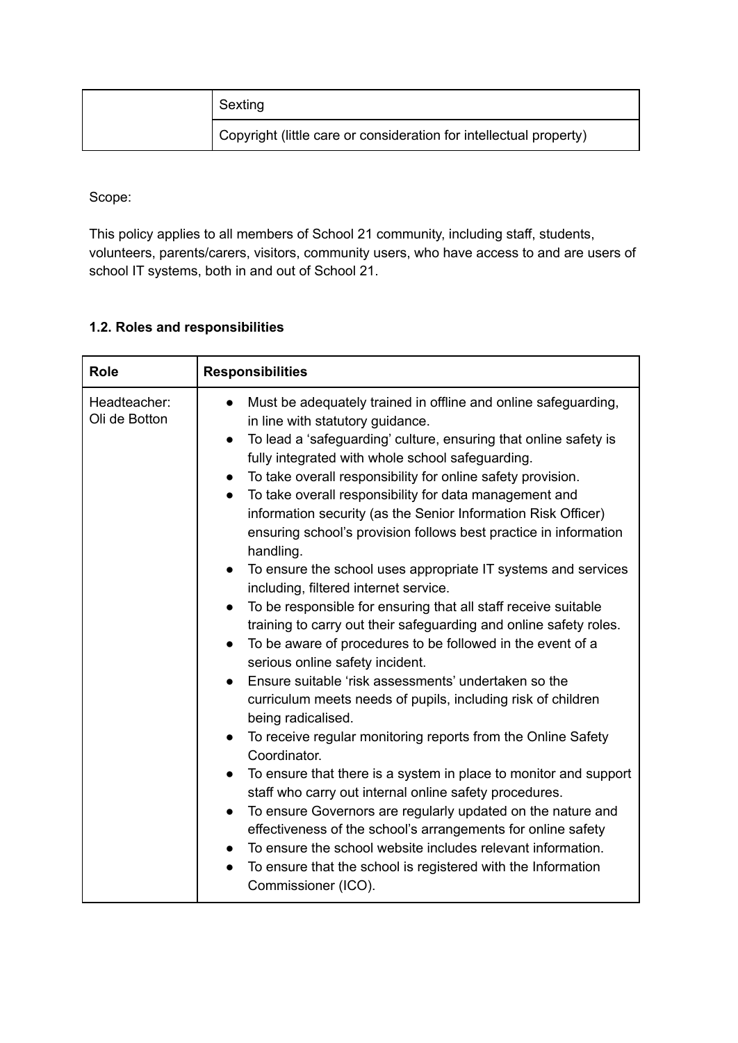| | |
|---|---|
| | Sexting |
| | Copyright (little care or consideration for intellectual property) |

Scope:

This policy applies to all members of School 21 community, including staff, students, volunteers, parents/carers, visitors, community users, who have access to and are users of school IT systems, both in and out of School 21.

### 1.2. Roles and responsibilities

| Role | Responsibilities |
|---|---|
| Headteacher: Oli de Botton | ● Must be adequately trained in offline and online safeguarding, in line with statutory guidance.<br>● To lead a 'safeguarding' culture, ensuring that online safety is fully integrated with whole school safeguarding.<br>● To take overall responsibility for online safety provision.<br>● To take overall responsibility for data management and information security (as the Senior Information Risk Officer) ensuring school's provision follows best practice in information handling.<br>● To ensure the school uses appropriate IT systems and services including, filtered internet service.<br>● To be responsible for ensuring that all staff receive suitable training to carry out their safeguarding and online safety roles.<br>● To be aware of procedures to be followed in the event of a serious online safety incident.<br>● Ensure suitable 'risk assessments' undertaken so the curriculum meets needs of pupils, including risk of children being radicalised.<br>● To receive regular monitoring reports from the Online Safety Coordinator.<br>● To ensure that there is a system in place to monitor and support staff who carry out internal online safety procedures.<br>● To ensure Governors are regularly updated on the nature and effectiveness of the school's arrangements for online safety<br>● To ensure the school website includes relevant information.<br>● To ensure that the school is registered with the Information Commissioner (ICO). |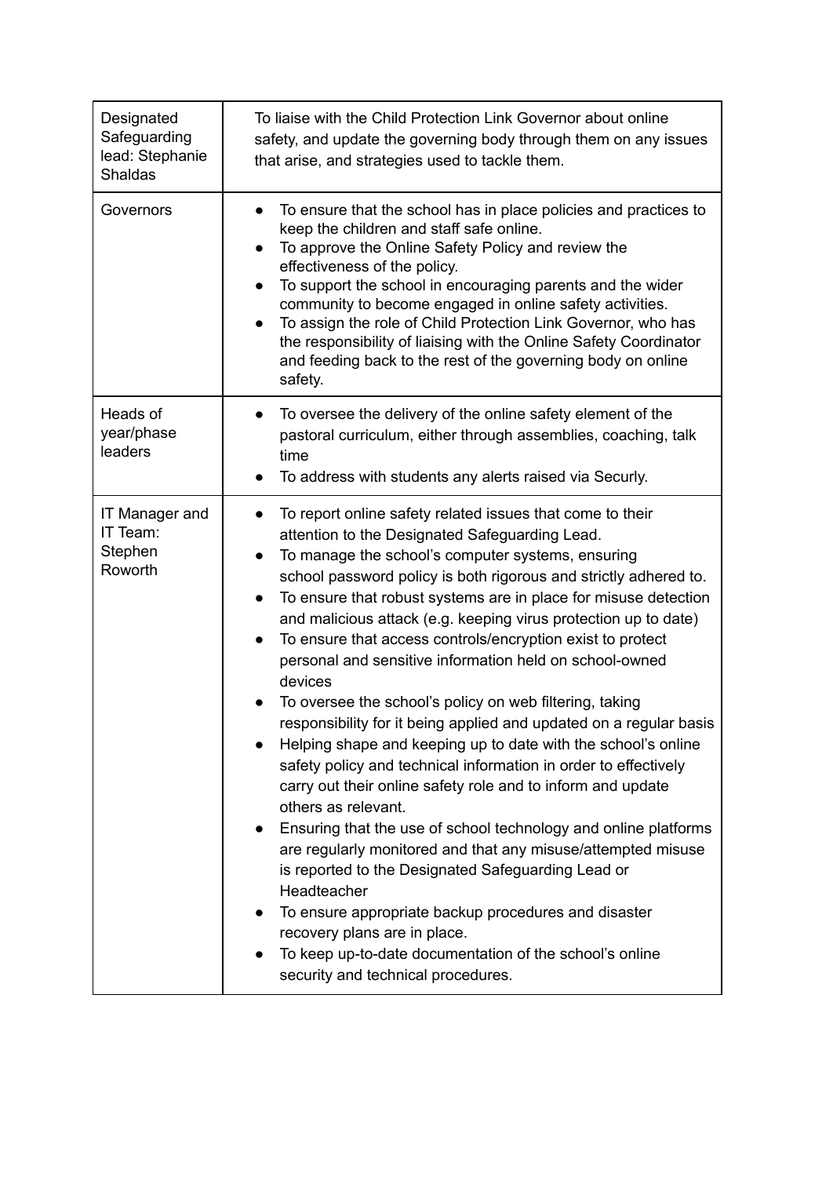| | |
|---|---|
| Designated Safeguarding lead: Stephanie Shaldas | To liaise with the Child Protection Link Governor about online safety, and update the governing body through them on any issues that arise, and strategies used to tackle them. |
| Governors | • To ensure that the school has in place policies and practices to keep the children and staff safe online.<br>• To approve the Online Safety Policy and review the effectiveness of the policy.<br>• To support the school in encouraging parents and the wider community to become engaged in online safety activities.<br>• To assign the role of Child Protection Link Governor, who has the responsibility of liaising with the Online Safety Coordinator and feeding back to the rest of the governing body on online safety. |
| Heads of year/phase leaders | • To oversee the delivery of the online safety element of the pastoral curriculum, either through assemblies, coaching, talk time<br>• To address with students any alerts raised via Securly. |
| IT Manager and IT Team: Stephen Roworth | • To report online safety related issues that come to their attention to the Designated Safeguarding Lead.<br>• To manage the school's computer systems, ensuring school password policy is both rigorous and strictly adhered to.<br>• To ensure that robust systems are in place for misuse detection and malicious attack (e.g. keeping virus protection up to date)<br>• To ensure that access controls/encryption exist to protect personal and sensitive information held on school-owned devices<br>• To oversee the school's policy on web filtering, taking responsibility for it being applied and updated on a regular basis<br>• Helping shape and keeping up to date with the school's online safety policy and technical information in order to effectively carry out their online safety role and to inform and update others as relevant.<br>• Ensuring that the use of school technology and online platforms are regularly monitored and that any misuse/attempted misuse is reported to the Designated Safeguarding Lead or Headteacher<br>• To ensure appropriate backup procedures and disaster recovery plans are in place.<br>• To keep up-to-date documentation of the school's online security and technical procedures. |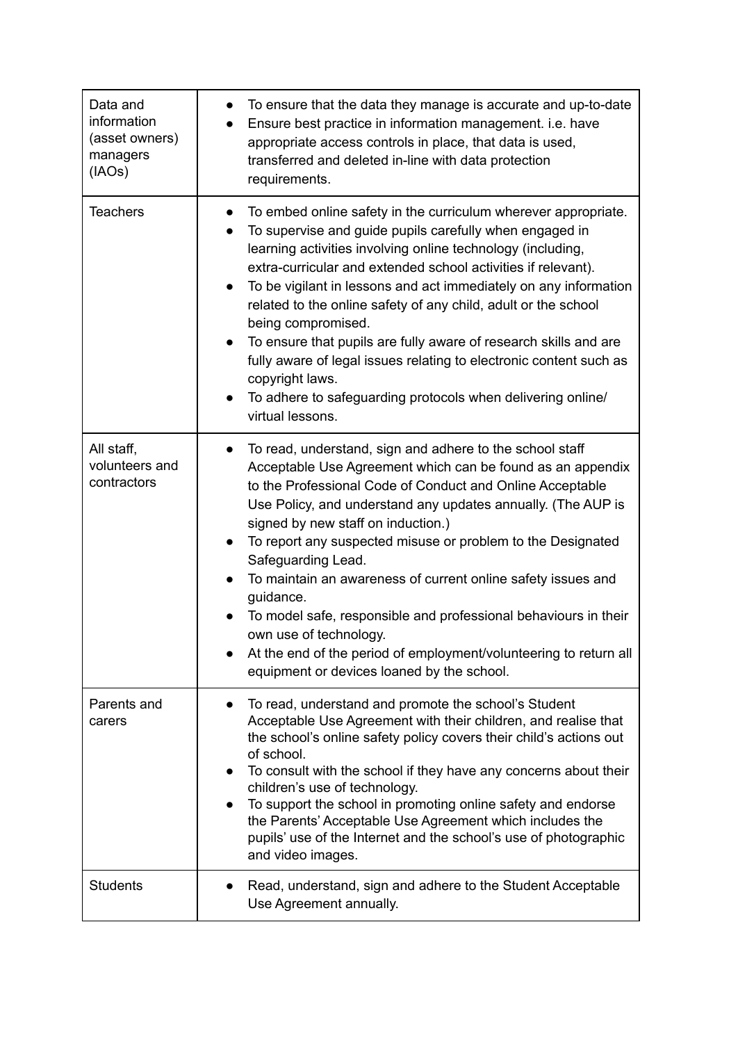| | |
|---|---|
| Data and information (asset owners) managers (IAOs) | ● To ensure that the data they manage is accurate and up-to-date<br>● Ensure best practice in information management. i.e. have appropriate access controls in place, that data is used, transferred and deleted in-line with data protection requirements. |
| Teachers | ● To embed online safety in the curriculum wherever appropriate.<br>● To supervise and guide pupils carefully when engaged in learning activities involving online technology (including, extra-curricular and extended school activities if relevant).<br>● To be vigilant in lessons and act immediately on any information related to the online safety of any child, adult or the school being compromised.<br>● To ensure that pupils are fully aware of research skills and are fully aware of legal issues relating to electronic content such as copyright laws.<br>● To adhere to safeguarding protocols when delivering online/ virtual lessons. |
| All staff, volunteers and contractors | ● To read, understand, sign and adhere to the school staff Acceptable Use Agreement which can be found as an appendix to the Professional Code of Conduct and Online Acceptable Use Policy, and understand any updates annually. (The AUP is signed by new staff on induction.)<br>● To report any suspected misuse or problem to the Designated Safeguarding Lead.<br>● To maintain an awareness of current online safety issues and guidance.<br>● To model safe, responsible and professional behaviours in their own use of technology.<br>● At the end of the period of employment/volunteering to return all equipment or devices loaned by the school. |
| Parents and carers | ● To read, understand and promote the school's Student Acceptable Use Agreement with their children, and realise that the school's online safety policy covers their child's actions out of school.<br>● To consult with the school if they have any concerns about their children's use of technology.<br>● To support the school in promoting online safety and endorse the Parents' Acceptable Use Agreement which includes the pupils' use of the Internet and the school's use of photographic and video images. |
| Students | ● Read, understand, sign and adhere to the Student Acceptable Use Agreement annually. |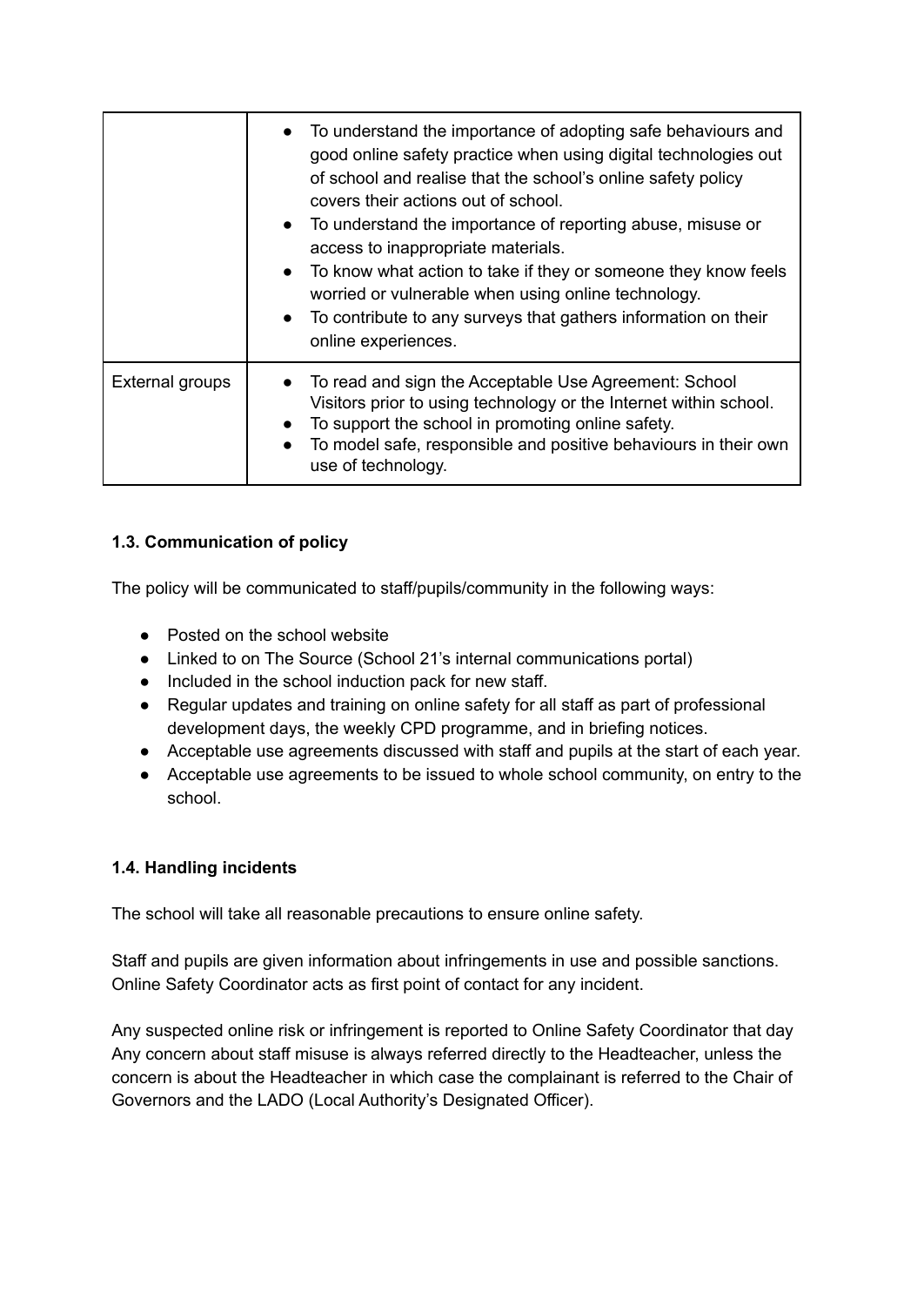| | |
|---|---|
| | • To understand the importance of adopting safe behaviours and good online safety practice when using digital technologies out of school and realise that the school's online safety policy covers their actions out of school.<br>• To understand the importance of reporting abuse, misuse or access to inappropriate materials.<br>• To know what action to take if they or someone they know feels worried or vulnerable when using online technology.<br>• To contribute to any surveys that gathers information on their online experiences. |
| External groups | • To read and sign the Acceptable Use Agreement: School Visitors prior to using technology or the Internet within school.<br>• To support the school in promoting online safety.<br>• To model safe, responsible and positive behaviours in their own use of technology. |

### 1.3. Communication of policy

The policy will be communicated to staff/pupils/community in the following ways:

- Posted on the school website
- Linked to on The Source (School 21's internal communications portal)
- Included in the school induction pack for new staff.
- Regular updates and training on online safety for all staff as part of professional development days, the weekly CPD programme, and in briefing notices.
- Acceptable use agreements discussed with staff and pupils at the start of each year.
- Acceptable use agreements to be issued to whole school community, on entry to the school.

### 1.4. Handling incidents

The school will take all reasonable precautions to ensure online safety.

Staff and pupils are given information about infringements in use and possible sanctions. Online Safety Coordinator acts as first point of contact for any incident.

Any suspected online risk or infringement is reported to Online Safety Coordinator that day
Any concern about staff misuse is always referred directly to the Headteacher, unless the concern is about the Headteacher in which case the complainant is referred to the Chair of Governors and the LADO (Local Authority's Designated Officer).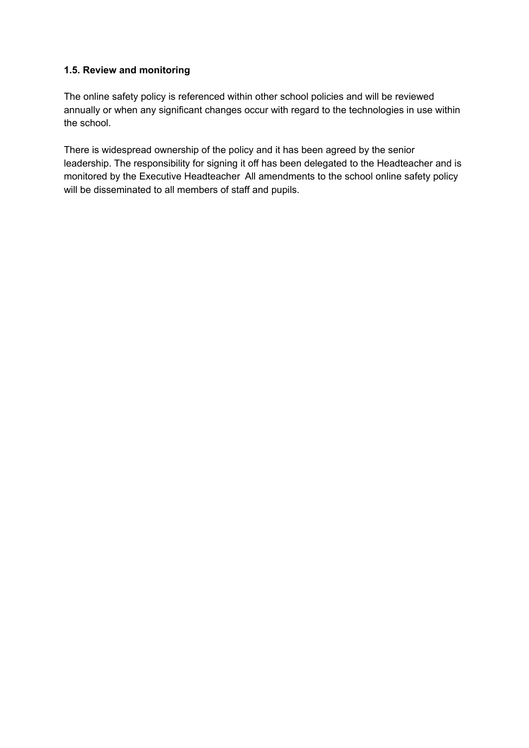### 1.5. Review and monitoring

The online safety policy is referenced within other school policies and will be reviewed annually or when any significant changes occur with regard to the technologies in use within the school.

There is widespread ownership of the policy and it has been agreed by the senior leadership. The responsibility for signing it off has been delegated to the Headteacher and is monitored by the Executive Headteacher  All amendments to the school online safety policy will be disseminated to all members of staff and pupils.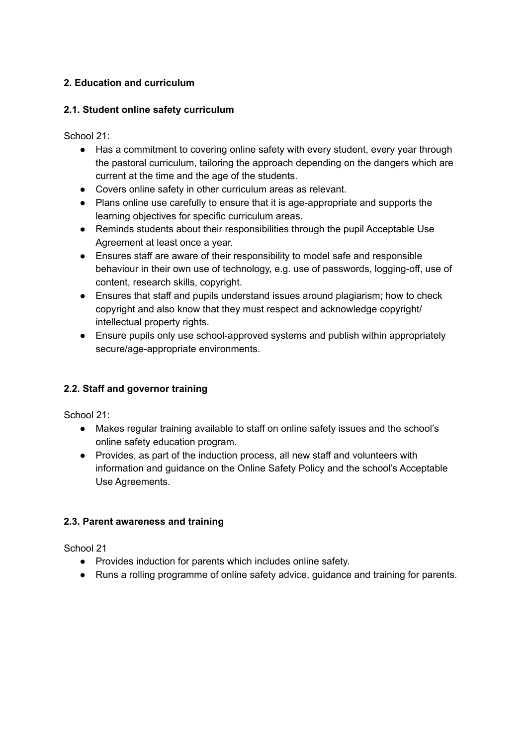## 2. Education and curriculum

### 2.1. Student online safety curriculum

School 21:

- Has a commitment to covering online safety with every student, every year through the pastoral curriculum, tailoring the approach depending on the dangers which are current at the time and the age of the students.
- Covers online safety in other curriculum areas as relevant.
- Plans online use carefully to ensure that it is age-appropriate and supports the learning objectives for specific curriculum areas.
- Reminds students about their responsibilities through the pupil Acceptable Use Agreement at least once a year.
- Ensures staff are aware of their responsibility to model safe and responsible behaviour in their own use of technology, e.g. use of passwords, logging-off, use of content, research skills, copyright.
- Ensures that staff and pupils understand issues around plagiarism; how to check copyright and also know that they must respect and acknowledge copyright/ intellectual property rights.
- Ensure pupils only use school-approved systems and publish within appropriately secure/age-appropriate environments.

### 2.2. Staff and governor training

School 21:

- Makes regular training available to staff on online safety issues and the school's online safety education program.
- Provides, as part of the induction process, all new staff and volunteers with information and guidance on the Online Safety Policy and the school's Acceptable Use Agreements.

### 2.3. Parent awareness and training

School 21

- Provides induction for parents which includes online safety.
- Runs a rolling programme of online safety advice, guidance and training for parents.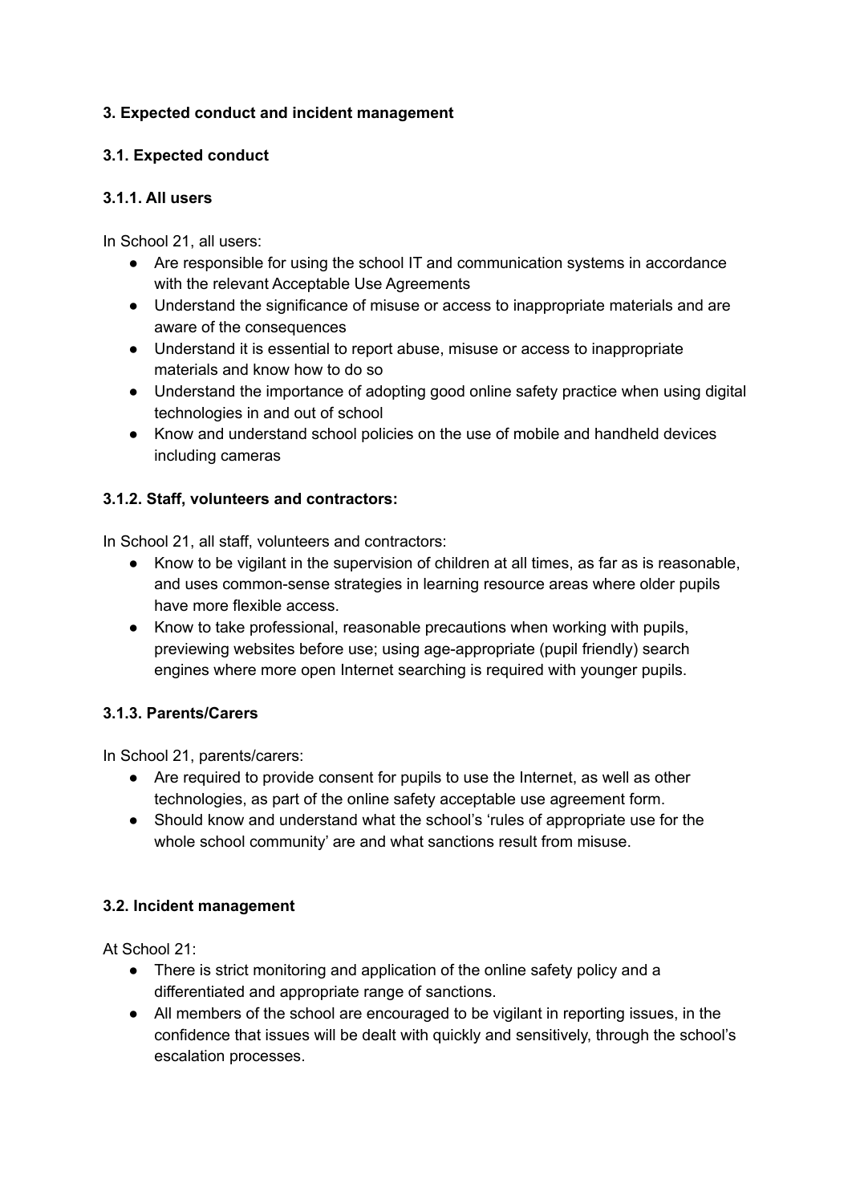**3. Expected conduct and incident management**

**3.1. Expected conduct**

**3.1.1. All users**

In School 21, all users:

- Are responsible for using the school IT and communication systems in accordance with the relevant Acceptable Use Agreements
- Understand the significance of misuse or access to inappropriate materials and are aware of the consequences
- Understand it is essential to report abuse, misuse or access to inappropriate materials and know how to do so
- Understand the importance of adopting good online safety practice when using digital technologies in and out of school
- Know and understand school policies on the use of mobile and handheld devices including cameras

**3.1.2. Staff, volunteers and contractors:**

In School 21, all staff, volunteers and contractors:

- Know to be vigilant in the supervision of children at all times, as far as is reasonable, and uses common-sense strategies in learning resource areas where older pupils have more flexible access.
- Know to take professional, reasonable precautions when working with pupils, previewing websites before use; using age-appropriate (pupil friendly) search engines where more open Internet searching is required with younger pupils.

**3.1.3. Parents/Carers**

In School 21, parents/carers:

- Are required to provide consent for pupils to use the Internet, as well as other technologies, as part of the online safety acceptable use agreement form.
- Should know and understand what the school's 'rules of appropriate use for the whole school community' are and what sanctions result from misuse.

**3.2. Incident management**

At School 21:

- There is strict monitoring and application of the online safety policy and a differentiated and appropriate range of sanctions.
- All members of the school are encouraged to be vigilant in reporting issues, in the confidence that issues will be dealt with quickly and sensitively, through the school's escalation processes.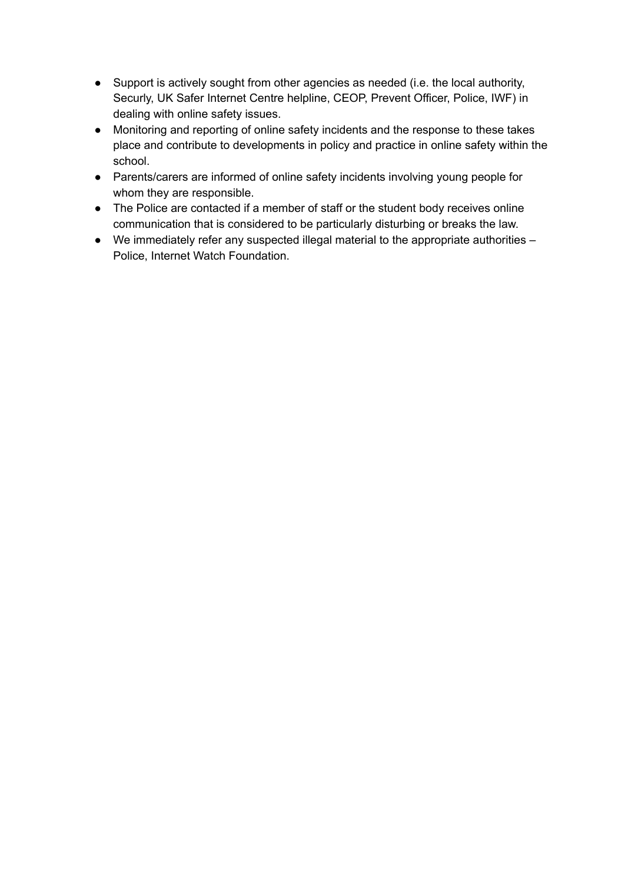- Support is actively sought from other agencies as needed (i.e. the local authority, Securly, UK Safer Internet Centre helpline, CEOP, Prevent Officer, Police, IWF) in dealing with online safety issues.
- Monitoring and reporting of online safety incidents and the response to these takes place and contribute to developments in policy and practice in online safety within the school.
- Parents/carers are informed of online safety incidents involving young people for whom they are responsible.
- The Police are contacted if a member of staff or the student body receives online communication that is considered to be particularly disturbing or breaks the law.
- We immediately refer any suspected illegal material to the appropriate authorities – Police, Internet Watch Foundation.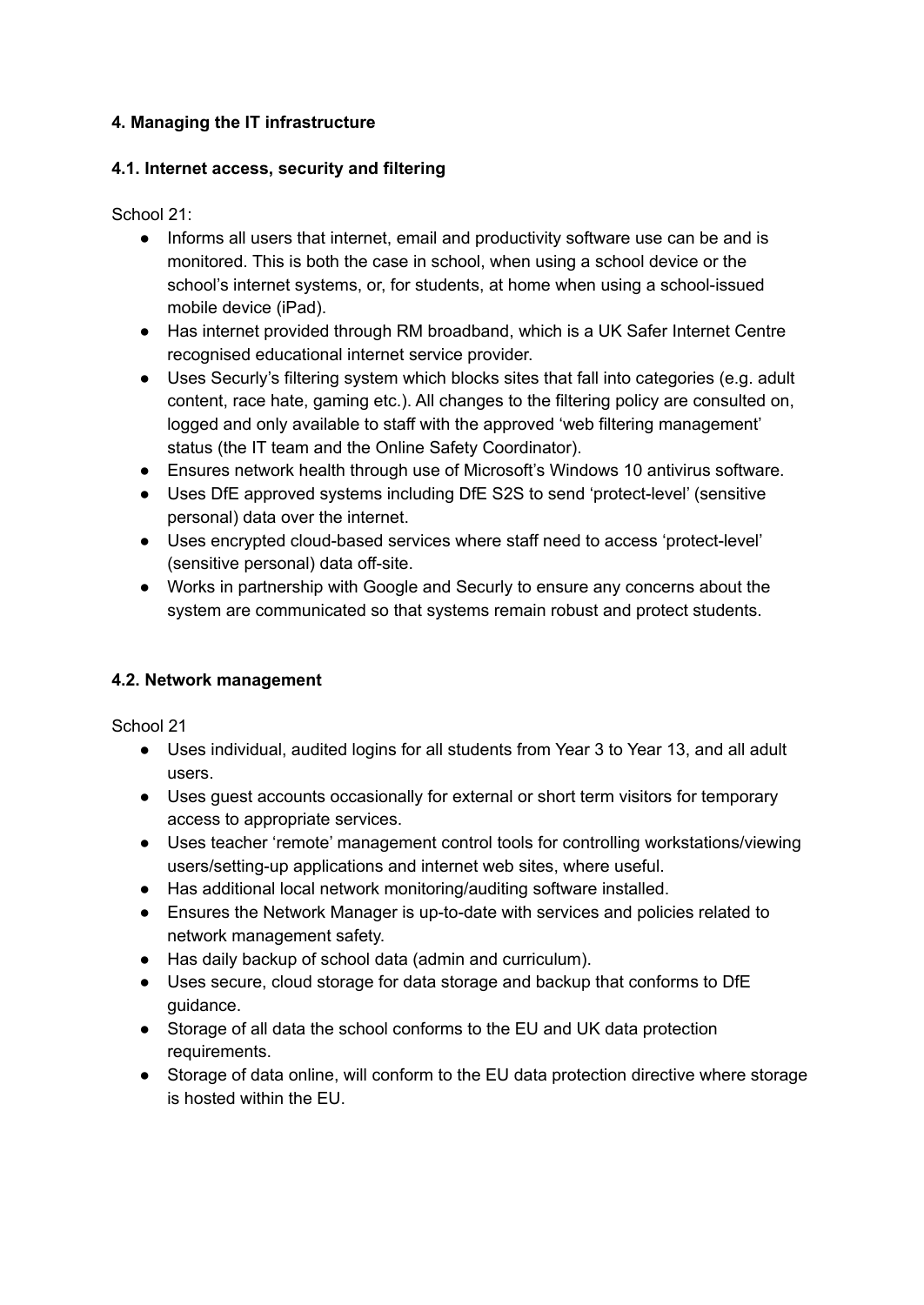## 4. Managing the IT infrastructure

### 4.1. Internet access, security and filtering

School 21:

- Informs all users that internet, email and productivity software use can be and is monitored. This is both the case in school, when using a school device or the school's internet systems, or, for students, at home when using a school-issued mobile device (iPad).
- Has internet provided through RM broadband, which is a UK Safer Internet Centre recognised educational internet service provider.
- Uses Securly's filtering system which blocks sites that fall into categories (e.g. adult content, race hate, gaming etc.). All changes to the filtering policy are consulted on, logged and only available to staff with the approved 'web filtering management' status (the IT team and the Online Safety Coordinator).
- Ensures network health through use of Microsoft's Windows 10 antivirus software.
- Uses DfE approved systems including DfE S2S to send 'protect-level' (sensitive personal) data over the internet.
- Uses encrypted cloud-based services where staff need to access 'protect-level' (sensitive personal) data off-site.
- Works in partnership with Google and Securly to ensure any concerns about the system are communicated so that systems remain robust and protect students.

### 4.2. Network management

School 21

- Uses individual, audited logins for all students from Year 3 to Year 13, and all adult users.
- Uses guest accounts occasionally for external or short term visitors for temporary access to appropriate services.
- Uses teacher 'remote' management control tools for controlling workstations/viewing users/setting-up applications and internet web sites, where useful.
- Has additional local network monitoring/auditing software installed.
- Ensures the Network Manager is up-to-date with services and policies related to network management safety.
- Has daily backup of school data (admin and curriculum).
- Uses secure, cloud storage for data storage and backup that conforms to DfE guidance.
- Storage of all data the school conforms to the EU and UK data protection requirements.
- Storage of data online, will conform to the EU data protection directive where storage is hosted within the EU.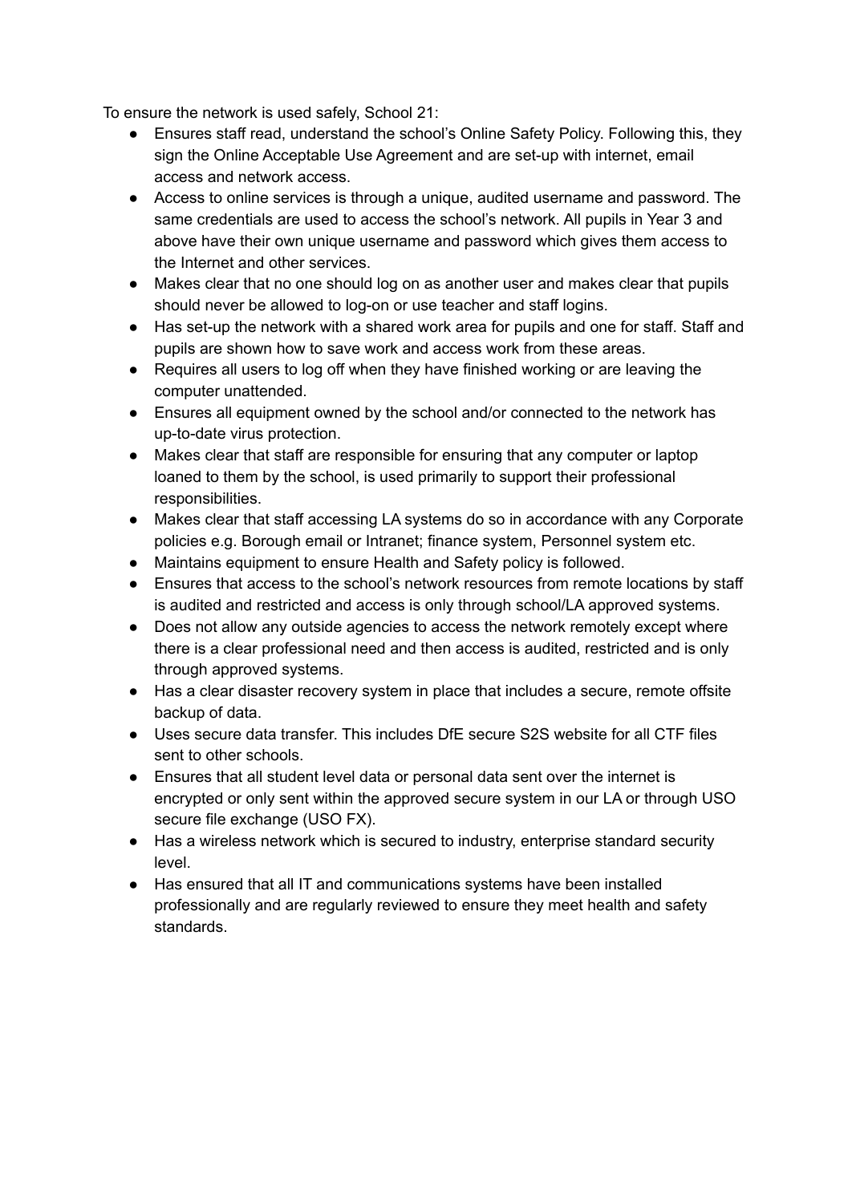To ensure the network is used safely, School 21:

- Ensures staff read, understand the school's Online Safety Policy. Following this, they sign the Online Acceptable Use Agreement and are set-up with internet, email access and network access.
- Access to online services is through a unique, audited username and password. The same credentials are used to access the school's network. All pupils in Year 3 and above have their own unique username and password which gives them access to the Internet and other services.
- Makes clear that no one should log on as another user and makes clear that pupils should never be allowed to log-on or use teacher and staff logins.
- Has set-up the network with a shared work area for pupils and one for staff. Staff and pupils are shown how to save work and access work from these areas.
- Requires all users to log off when they have finished working or are leaving the computer unattended.
- Ensures all equipment owned by the school and/or connected to the network has up-to-date virus protection.
- Makes clear that staff are responsible for ensuring that any computer or laptop loaned to them by the school, is used primarily to support their professional responsibilities.
- Makes clear that staff accessing LA systems do so in accordance with any Corporate policies e.g. Borough email or Intranet; finance system, Personnel system etc.
- Maintains equipment to ensure Health and Safety policy is followed.
- Ensures that access to the school's network resources from remote locations by staff is audited and restricted and access is only through school/LA approved systems.
- Does not allow any outside agencies to access the network remotely except where there is a clear professional need and then access is audited, restricted and is only through approved systems.
- Has a clear disaster recovery system in place that includes a secure, remote offsite backup of data.
- Uses secure data transfer. This includes DfE secure S2S website for all CTF files sent to other schools.
- Ensures that all student level data or personal data sent over the internet is encrypted or only sent within the approved secure system in our LA or through USO secure file exchange (USO FX).
- Has a wireless network which is secured to industry, enterprise standard security level.
- Has ensured that all IT and communications systems have been installed professionally and are regularly reviewed to ensure they meet health and safety standards.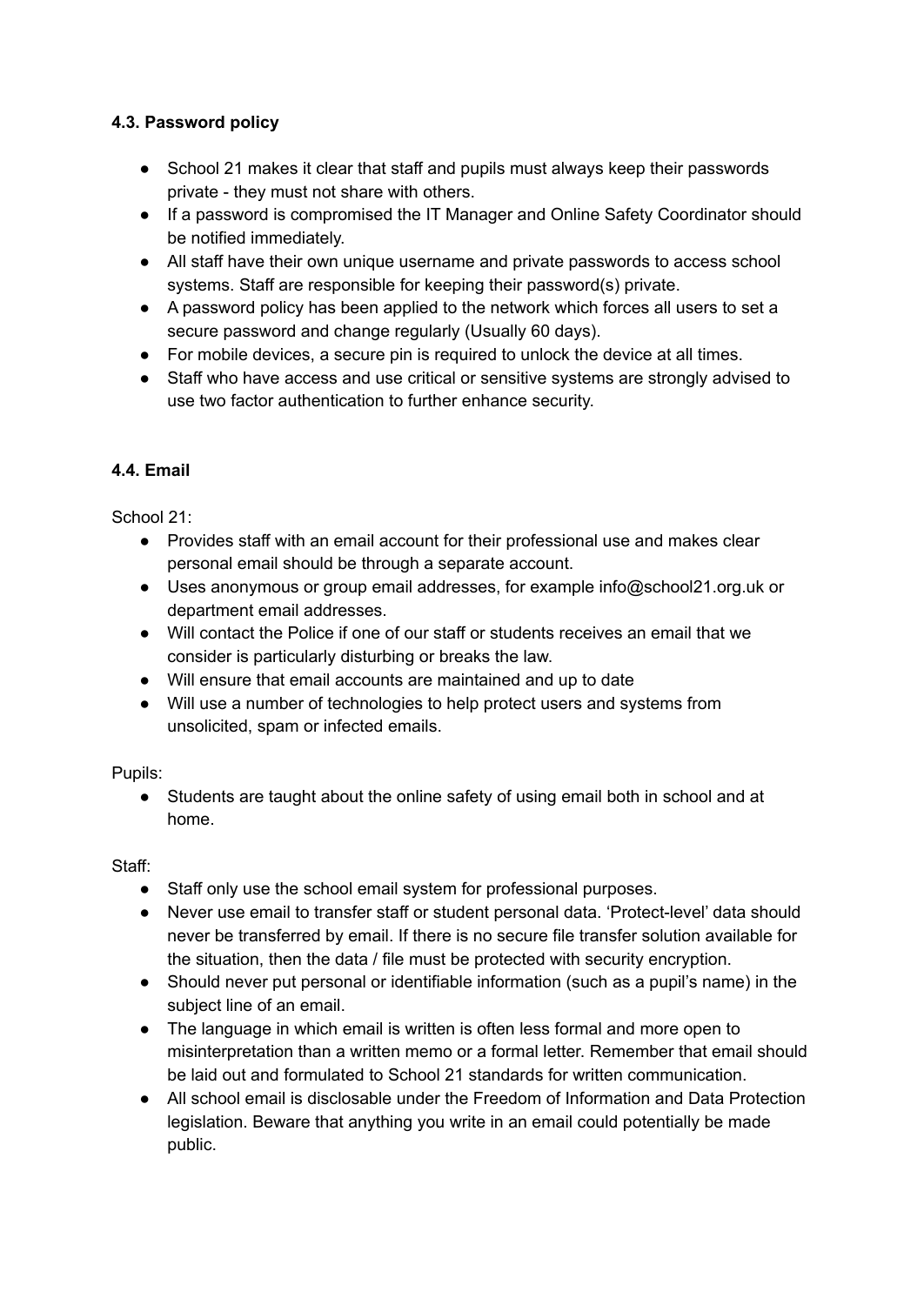### 4.3. Password policy

- School 21 makes it clear that staff and pupils must always keep their passwords private - they must not share with others.
- If a password is compromised the IT Manager and Online Safety Coordinator should be notified immediately.
- All staff have their own unique username and private passwords to access school systems. Staff are responsible for keeping their password(s) private.
- A password policy has been applied to the network which forces all users to set a secure password and change regularly (Usually 60 days).
- For mobile devices, a secure pin is required to unlock the device at all times.
- Staff who have access and use critical or sensitive systems are strongly advised to use two factor authentication to further enhance security.

### 4.4. Email

School 21:

- Provides staff with an email account for their professional use and makes clear personal email should be through a separate account.
- Uses anonymous or group email addresses, for example info@school21.org.uk or department email addresses.
- Will contact the Police if one of our staff or students receives an email that we consider is particularly disturbing or breaks the law.
- Will ensure that email accounts are maintained and up to date
- Will use a number of technologies to help protect users and systems from unsolicited, spam or infected emails.

Pupils:

- Students are taught about the online safety of using email both in school and at home.

Staff:

- Staff only use the school email system for professional purposes.
- Never use email to transfer staff or student personal data. 'Protect-level' data should never be transferred by email. If there is no secure file transfer solution available for the situation, then the data / file must be protected with security encryption.
- Should never put personal or identifiable information (such as a pupil's name) in the subject line of an email.
- The language in which email is written is often less formal and more open to misinterpretation than a written memo or a formal letter. Remember that email should be laid out and formulated to School 21 standards for written communication.
- All school email is disclosable under the Freedom of Information and Data Protection legislation. Beware that anything you write in an email could potentially be made public.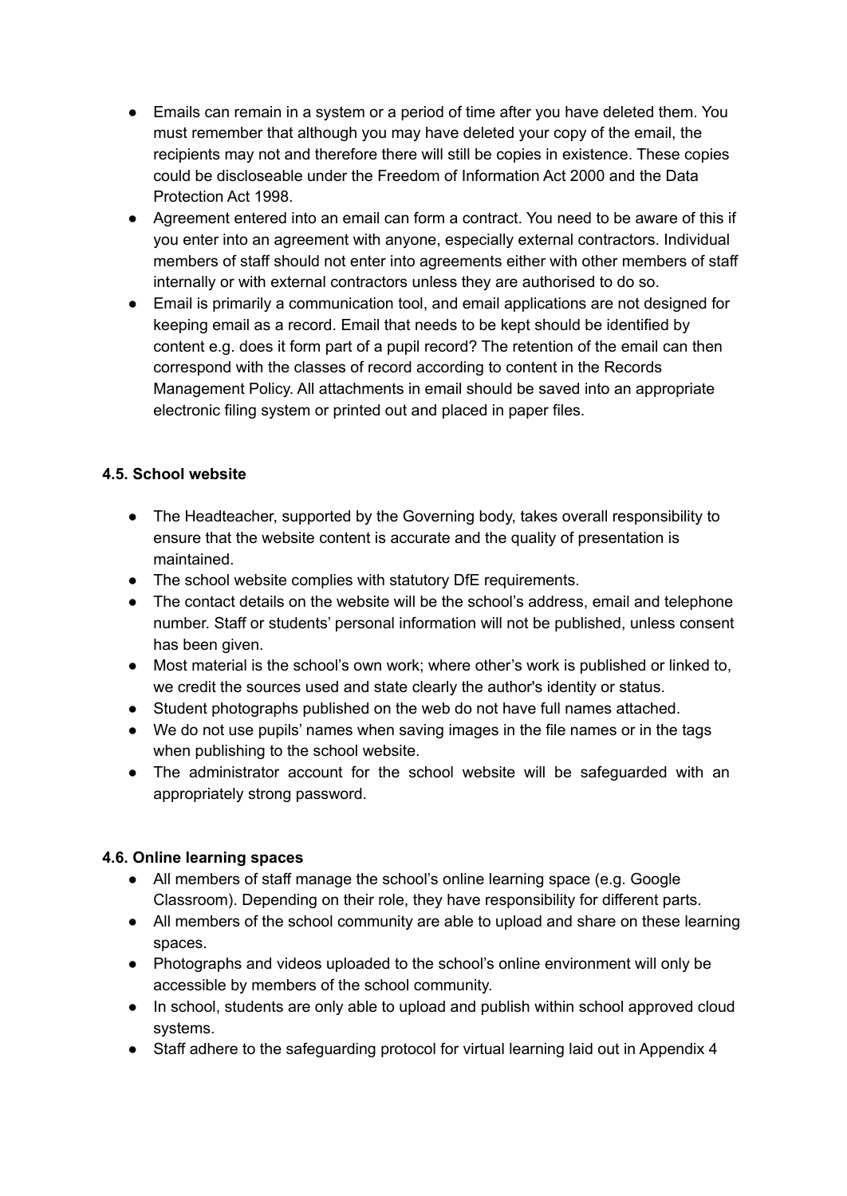- Emails can remain in a system or a period of time after you have deleted them. You must remember that although you may have deleted your copy of the email, the recipients may not and therefore there will still be copies in existence. These copies could be discloseable under the Freedom of Information Act 2000 and the Data Protection Act 1998.
- Agreement entered into an email can form a contract. You need to be aware of this if you enter into an agreement with anyone, especially external contractors. Individual members of staff should not enter into agreements either with other members of staff internally or with external contractors unless they are authorised to do so.
- Email is primarily a communication tool, and email applications are not designed for keeping email as a record. Email that needs to be kept should be identified by content e.g. does it form part of a pupil record? The retention of the email can then correspond with the classes of record according to content in the Records Management Policy. All attachments in email should be saved into an appropriate electronic filing system or printed out and placed in paper files.

**4.5. School website**

- The Headteacher, supported by the Governing body, takes overall responsibility to ensure that the website content is accurate and the quality of presentation is maintained.
- The school website complies with statutory DfE requirements.
- The contact details on the website will be the school's address, email and telephone number. Staff or students' personal information will not be published, unless consent has been given.
- Most material is the school's own work; where other's work is published or linked to, we credit the sources used and state clearly the author's identity or status.
- Student photographs published on the web do not have full names attached.
- We do not use pupils' names when saving images in the file names or in the tags when publishing to the school website.
- The administrator account for the school website will be safeguarded with an appropriately strong password.

**4.6. Online learning spaces**

- All members of staff manage the school's online learning space (e.g. Google Classroom). Depending on their role, they have responsibility for different parts.
- All members of the school community are able to upload and share on these learning spaces.
- Photographs and videos uploaded to the school's online environment will only be accessible by members of the school community.
- In school, students are only able to upload and publish within school approved cloud systems.
- Staff adhere to the safeguarding protocol for virtual learning laid out in Appendix 4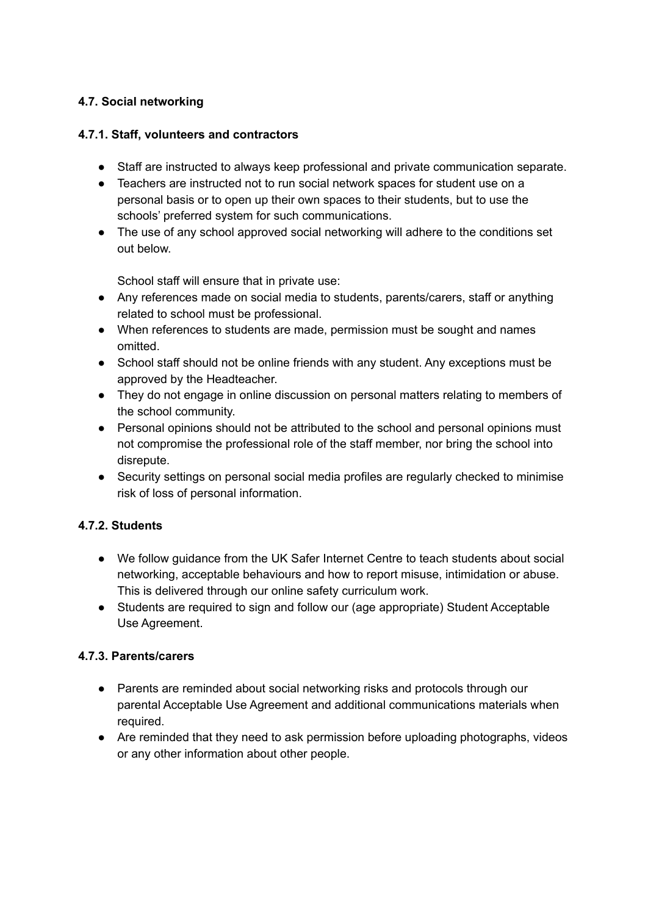**4.7. Social networking**

**4.7.1. Staff, volunteers and contractors**

- Staff are instructed to always keep professional and private communication separate.
- Teachers are instructed not to run social network spaces for student use on a personal basis or to open up their own spaces to their students, but to use the schools' preferred system for such communications.
- The use of any school approved social networking will adhere to the conditions set out below.

  School staff will ensure that in private use:
- Any references made on social media to students, parents/carers, staff or anything related to school must be professional.
- When references to students are made, permission must be sought and names omitted.
- School staff should not be online friends with any student. Any exceptions must be approved by the Headteacher.
- They do not engage in online discussion on personal matters relating to members of the school community.
- Personal opinions should not be attributed to the school and personal opinions must not compromise the professional role of the staff member, nor bring the school into disrepute.
- Security settings on personal social media profiles are regularly checked to minimise risk of loss of personal information.

**4.7.2. Students**

- We follow guidance from the UK Safer Internet Centre to teach students about social networking, acceptable behaviours and how to report misuse, intimidation or abuse. This is delivered through our online safety curriculum work.
- Students are required to sign and follow our (age appropriate) Student Acceptable Use Agreement.

**4.7.3. Parents/carers**

- Parents are reminded about social networking risks and protocols through our parental Acceptable Use Agreement and additional communications materials when required.
- Are reminded that they need to ask permission before uploading photographs, videos or any other information about other people.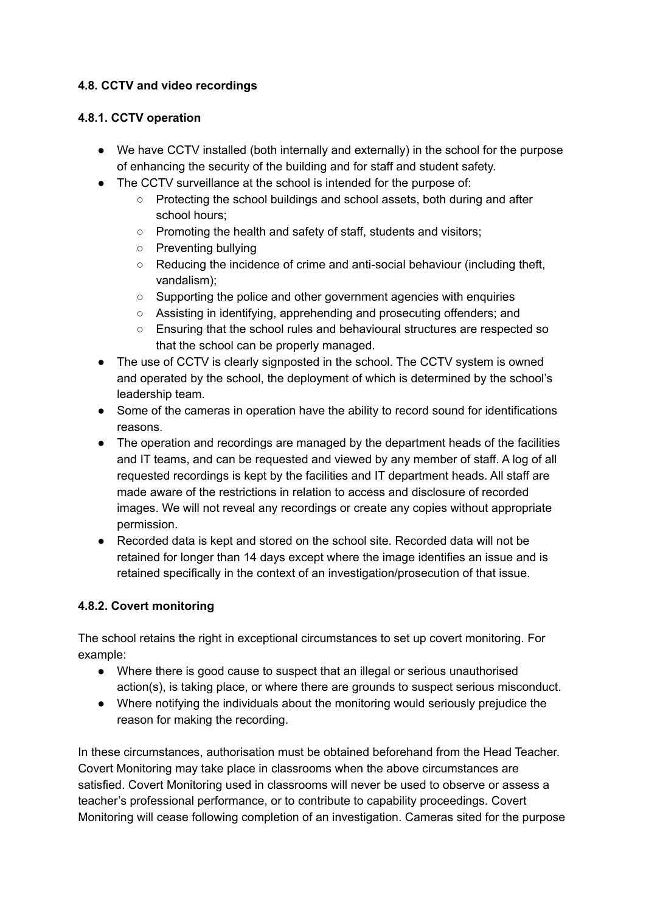### 4.8. CCTV and video recordings

#### 4.8.1. CCTV operation

- We have CCTV installed (both internally and externally) in the school for the purpose of enhancing the security of the building and for staff and student safety.
- The CCTV surveillance at the school is intended for the purpose of:
  - Protecting the school buildings and school assets, both during and after school hours;
  - Promoting the health and safety of staff, students and visitors;
  - Preventing bullying
  - Reducing the incidence of crime and anti-social behaviour (including theft, vandalism);
  - Supporting the police and other government agencies with enquiries
  - Assisting in identifying, apprehending and prosecuting offenders; and
  - Ensuring that the school rules and behavioural structures are respected so that the school can be properly managed.
- The use of CCTV is clearly signposted in the school. The CCTV system is owned and operated by the school, the deployment of which is determined by the school's leadership team.
- Some of the cameras in operation have the ability to record sound for identifications reasons.
- The operation and recordings are managed by the department heads of the facilities and IT teams, and can be requested and viewed by any member of staff. A log of all requested recordings is kept by the facilities and IT department heads. All staff are made aware of the restrictions in relation to access and disclosure of recorded images. We will not reveal any recordings or create any copies without appropriate permission.
- Recorded data is kept and stored on the school site. Recorded data will not be retained for longer than 14 days except where the image identifies an issue and is retained specifically in the context of an investigation/prosecution of that issue.

#### 4.8.2. Covert monitoring

The school retains the right in exceptional circumstances to set up covert monitoring. For example:

- Where there is good cause to suspect that an illegal or serious unauthorised action(s), is taking place, or where there are grounds to suspect serious misconduct.
- Where notifying the individuals about the monitoring would seriously prejudice the reason for making the recording.

In these circumstances, authorisation must be obtained beforehand from the Head Teacher. Covert Monitoring may take place in classrooms when the above circumstances are satisfied. Covert Monitoring used in classrooms will never be used to observe or assess a teacher's professional performance, or to contribute to capability proceedings. Covert Monitoring will cease following completion of an investigation. Cameras sited for the purpose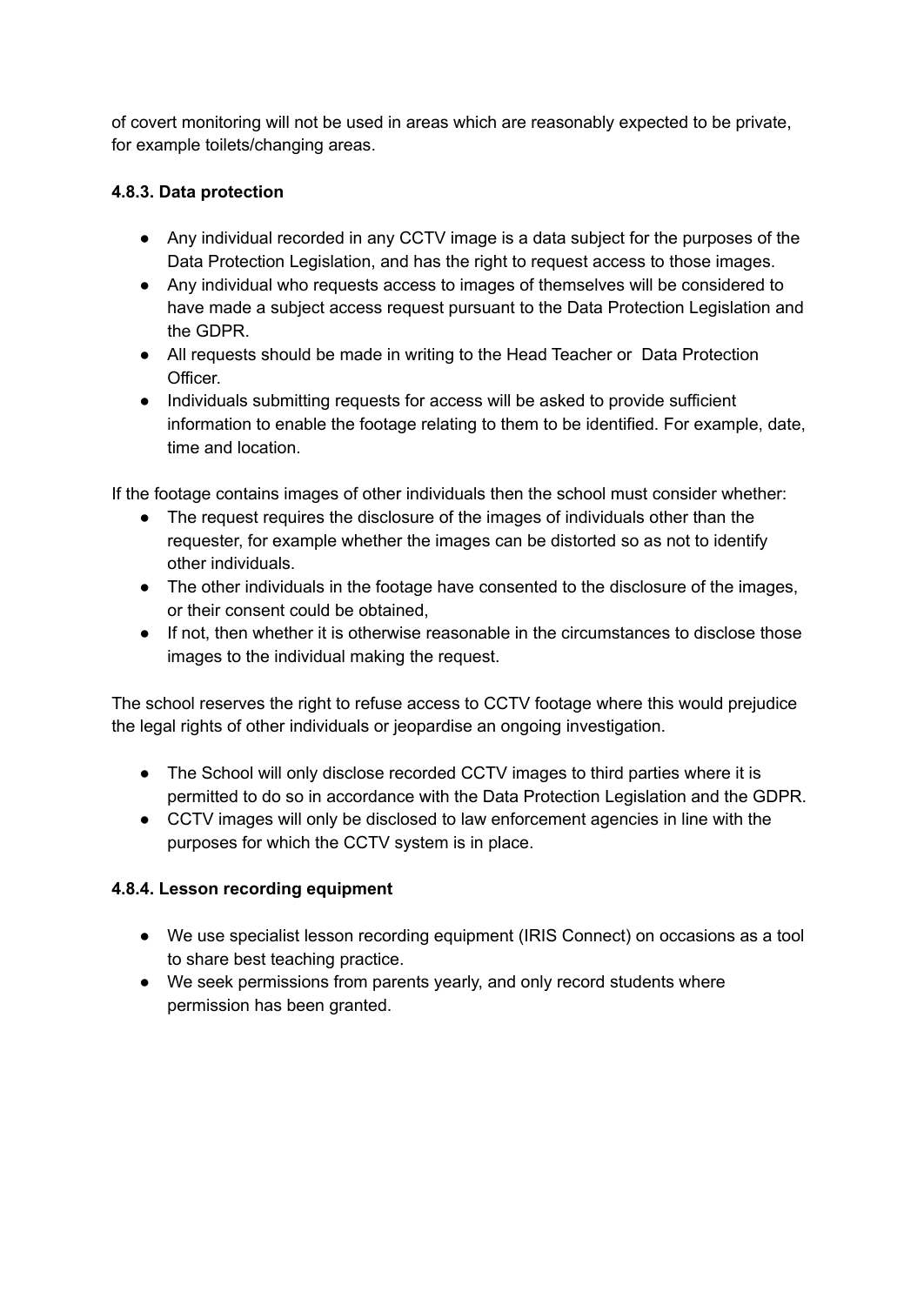of covert monitoring will not be used in areas which are reasonably expected to be private, for example toilets/changing areas.

#### 4.8.3. Data protection

- Any individual recorded in any CCTV image is a data subject for the purposes of the Data Protection Legislation, and has the right to request access to those images.
- Any individual who requests access to images of themselves will be considered to have made a subject access request pursuant to the Data Protection Legislation and the GDPR.
- All requests should be made in writing to the Head Teacher or Data Protection Officer.
- Individuals submitting requests for access will be asked to provide sufficient information to enable the footage relating to them to be identified. For example, date, time and location.

If the footage contains images of other individuals then the school must consider whether:

- The request requires the disclosure of the images of individuals other than the requester, for example whether the images can be distorted so as not to identify other individuals.
- The other individuals in the footage have consented to the disclosure of the images, or their consent could be obtained,
- If not, then whether it is otherwise reasonable in the circumstances to disclose those images to the individual making the request.

The school reserves the right to refuse access to CCTV footage where this would prejudice the legal rights of other individuals or jeopardise an ongoing investigation.

- The School will only disclose recorded CCTV images to third parties where it is permitted to do so in accordance with the Data Protection Legislation and the GDPR.
- CCTV images will only be disclosed to law enforcement agencies in line with the purposes for which the CCTV system is in place.

#### 4.8.4. Lesson recording equipment

- We use specialist lesson recording equipment (IRIS Connect) on occasions as a tool to share best teaching practice.
- We seek permissions from parents yearly, and only record students where permission has been granted.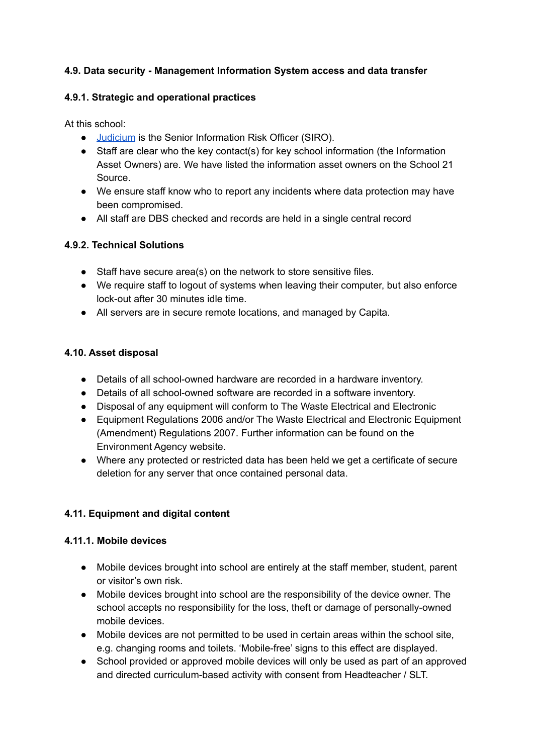#### 4.9. Data security - Management Information System access and data transfer

#### 4.9.1. Strategic and operational practices

At this school:

- [Judicium](Judicium) is the Senior Information Risk Officer (SIRO).
- Staff are clear who the key contact(s) for key school information (the Information Asset Owners) are. We have listed the information asset owners on the School 21 Source.
- We ensure staff know who to report any incidents where data protection may have been compromised.
- All staff are DBS checked and records are held in a single central record

#### 4.9.2. Technical Solutions

- Staff have secure area(s) on the network to store sensitive files.
- We require staff to logout of systems when leaving their computer, but also enforce lock-out after 30 minutes idle time.
- All servers are in secure remote locations, and managed by Capita.

#### 4.10. Asset disposal

- Details of all school-owned hardware are recorded in a hardware inventory.
- Details of all school-owned software are recorded in a software inventory.
- Disposal of any equipment will conform to The Waste Electrical and Electronic
- Equipment Regulations 2006 and/or The Waste Electrical and Electronic Equipment (Amendment) Regulations 2007. Further information can be found on the Environment Agency website.
- Where any protected or restricted data has been held we get a certificate of secure deletion for any server that once contained personal data.

#### 4.11. Equipment and digital content

#### 4.11.1. Mobile devices

- Mobile devices brought into school are entirely at the staff member, student, parent or visitor's own risk.
- Mobile devices brought into school are the responsibility of the device owner. The school accepts no responsibility for the loss, theft or damage of personally-owned mobile devices.
- Mobile devices are not permitted to be used in certain areas within the school site, e.g. changing rooms and toilets. 'Mobile-free' signs to this effect are displayed.
- School provided or approved mobile devices will only be used as part of an approved and directed curriculum-based activity with consent from Headteacher / SLT.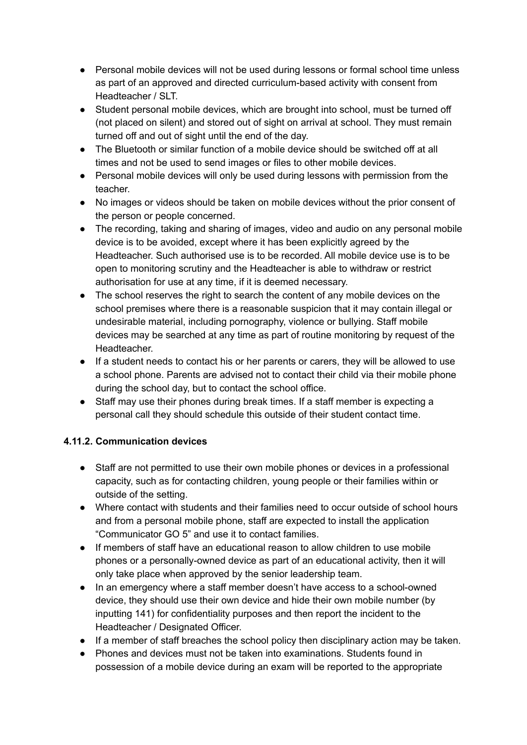- Personal mobile devices will not be used during lessons or formal school time unless as part of an approved and directed curriculum-based activity with consent from Headteacher / SLT.
- Student personal mobile devices, which are brought into school, must be turned off (not placed on silent) and stored out of sight on arrival at school. They must remain turned off and out of sight until the end of the day.
- The Bluetooth or similar function of a mobile device should be switched off at all times and not be used to send images or files to other mobile devices.
- Personal mobile devices will only be used during lessons with permission from the teacher.
- No images or videos should be taken on mobile devices without the prior consent of the person or people concerned.
- The recording, taking and sharing of images, video and audio on any personal mobile device is to be avoided, except where it has been explicitly agreed by the Headteacher. Such authorised use is to be recorded. All mobile device use is to be open to monitoring scrutiny and the Headteacher is able to withdraw or restrict authorisation for use at any time, if it is deemed necessary.
- The school reserves the right to search the content of any mobile devices on the school premises where there is a reasonable suspicion that it may contain illegal or undesirable material, including pornography, violence or bullying. Staff mobile devices may be searched at any time as part of routine monitoring by request of the Headteacher.
- If a student needs to contact his or her parents or carers, they will be allowed to use a school phone. Parents are advised not to contact their child via their mobile phone during the school day, but to contact the school office.
- Staff may use their phones during break times. If a staff member is expecting a personal call they should schedule this outside of their student contact time.

### 4.11.2. Communication devices

- Staff are not permitted to use their own mobile phones or devices in a professional capacity, such as for contacting children, young people or their families within or outside of the setting.
- Where contact with students and their families need to occur outside of school hours and from a personal mobile phone, staff are expected to install the application "Communicator GO 5" and use it to contact families.
- If members of staff have an educational reason to allow children to use mobile phones or a personally-owned device as part of an educational activity, then it will only take place when approved by the senior leadership team.
- In an emergency where a staff member doesn't have access to a school-owned device, they should use their own device and hide their own mobile number (by inputting 141) for confidentiality purposes and then report the incident to the Headteacher / Designated Officer.
- If a member of staff breaches the school policy then disciplinary action may be taken.
- Phones and devices must not be taken into examinations. Students found in possession of a mobile device during an exam will be reported to the appropriate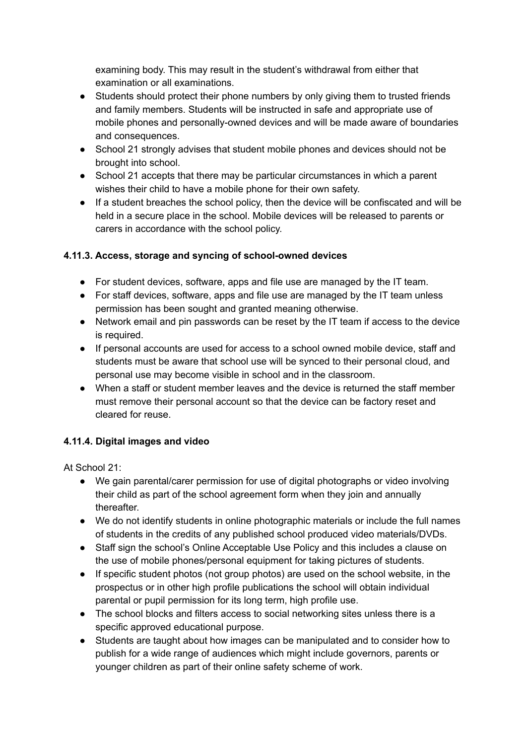examining body. This may result in the student's withdrawal from either that examination or all examinations.

- Students should protect their phone numbers by only giving them to trusted friends and family members. Students will be instructed in safe and appropriate use of mobile phones and personally-owned devices and will be made aware of boundaries and consequences.
- School 21 strongly advises that student mobile phones and devices should not be brought into school.
- School 21 accepts that there may be particular circumstances in which a parent wishes their child to have a mobile phone for their own safety.
- If a student breaches the school policy, then the device will be confiscated and will be held in a secure place in the school. Mobile devices will be released to parents or carers in accordance with the school policy.

### 4.11.3. Access, storage and syncing of school-owned devices

- For student devices, software, apps and file use are managed by the IT team.
- For staff devices, software, apps and file use are managed by the IT team unless permission has been sought and granted meaning otherwise.
- Network email and pin passwords can be reset by the IT team if access to the device is required.
- If personal accounts are used for access to a school owned mobile device, staff and students must be aware that school use will be synced to their personal cloud, and personal use may become visible in school and in the classroom.
- When a staff or student member leaves and the device is returned the staff member must remove their personal account so that the device can be factory reset and cleared for reuse.

### 4.11.4. Digital images and video

At School 21:

- We gain parental/carer permission for use of digital photographs or video involving their child as part of the school agreement form when they join and annually thereafter.
- We do not identify students in online photographic materials or include the full names of students in the credits of any published school produced video materials/DVDs.
- Staff sign the school's Online Acceptable Use Policy and this includes a clause on the use of mobile phones/personal equipment for taking pictures of students.
- If specific student photos (not group photos) are used on the school website, in the prospectus or in other high profile publications the school will obtain individual parental or pupil permission for its long term, high profile use.
- The school blocks and filters access to social networking sites unless there is a specific approved educational purpose.
- Students are taught about how images can be manipulated and to consider how to publish for a wide range of audiences which might include governors, parents or younger children as part of their online safety scheme of work.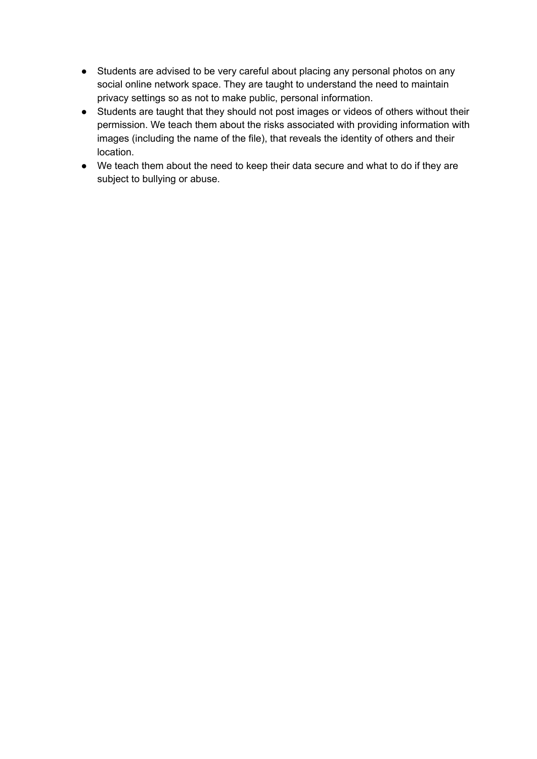- Students are advised to be very careful about placing any personal photos on any social online network space. They are taught to understand the need to maintain privacy settings so as not to make public, personal information.
- Students are taught that they should not post images or videos of others without their permission. We teach them about the risks associated with providing information with images (including the name of the file), that reveals the identity of others and their location.
- We teach them about the need to keep their data secure and what to do if they are subject to bullying or abuse.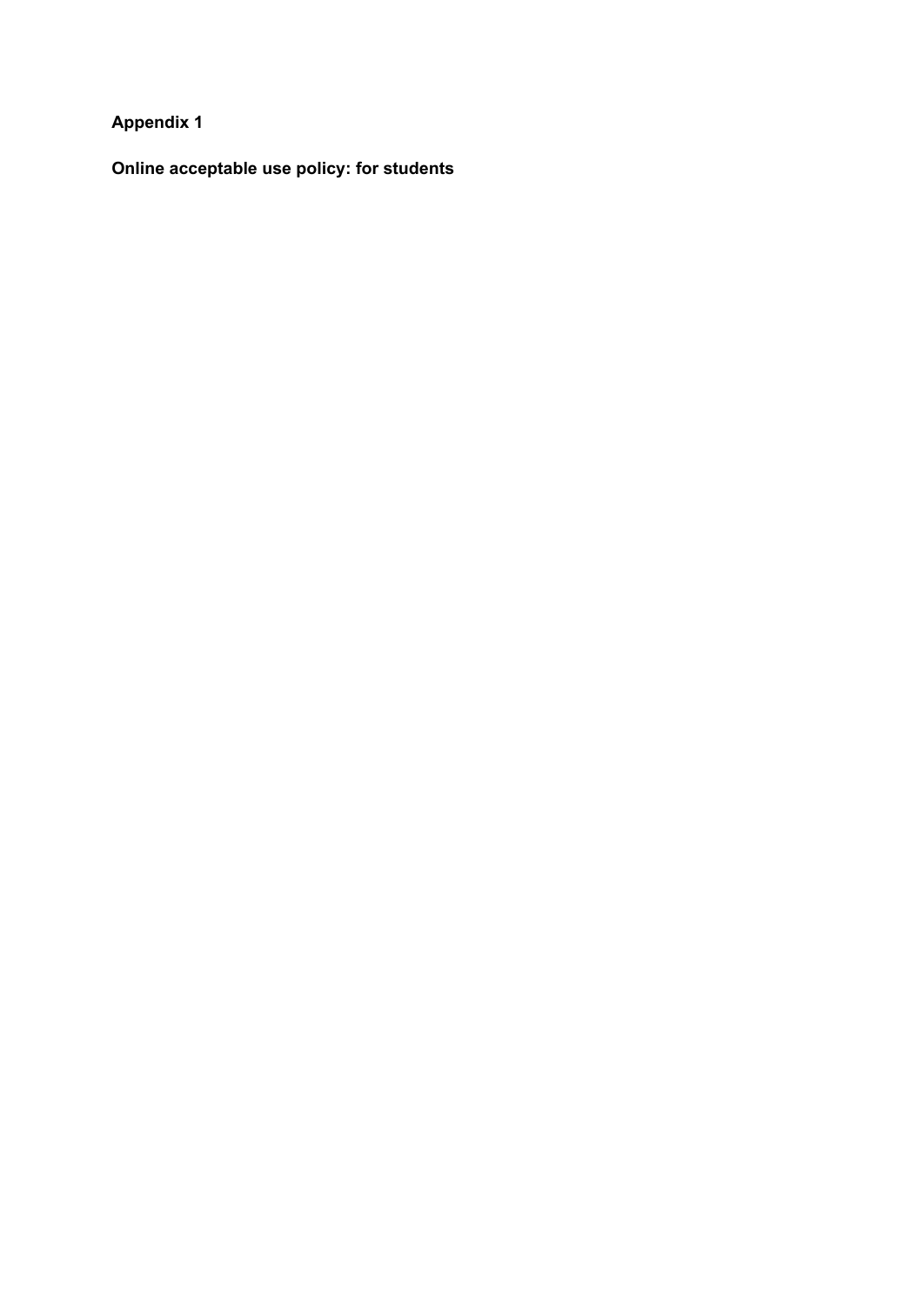**Appendix 1**

**Online acceptable use policy: for students**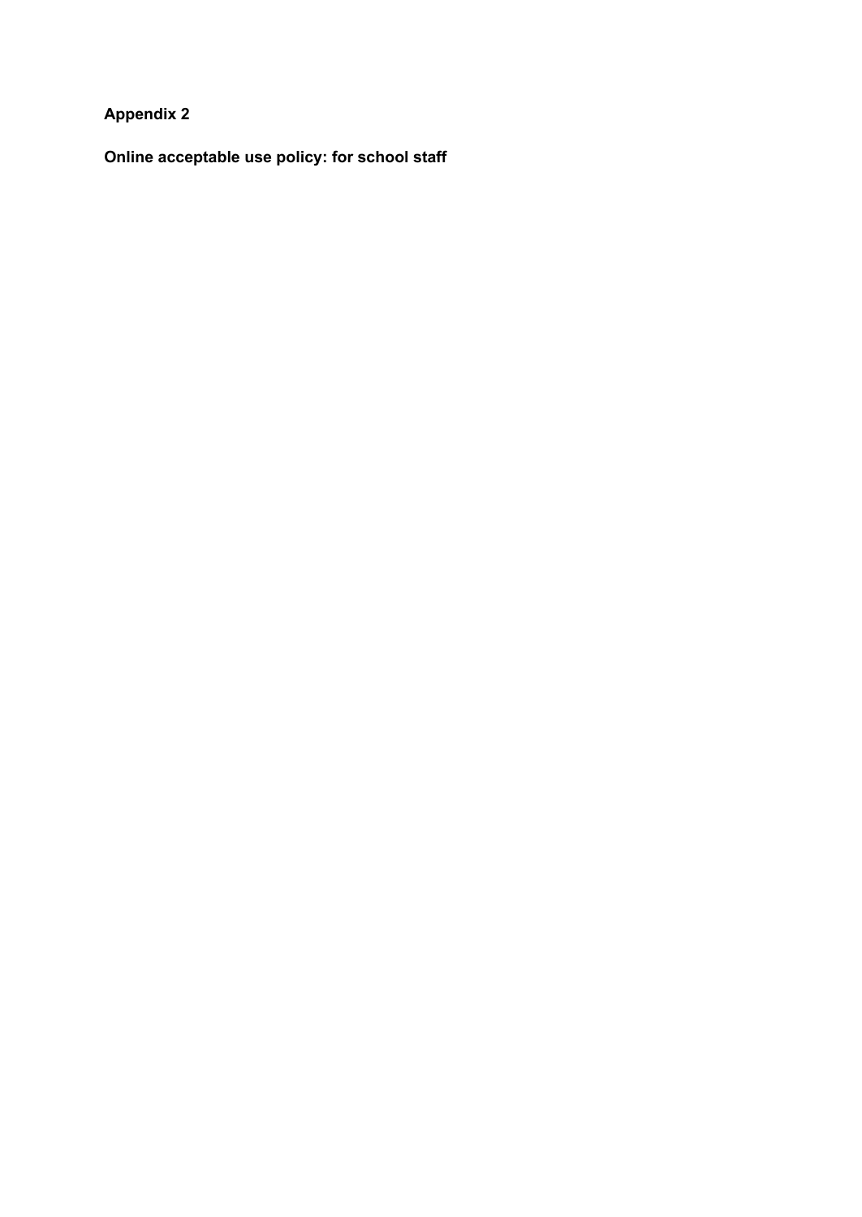**Appendix 2**

**Online acceptable use policy: for school staff**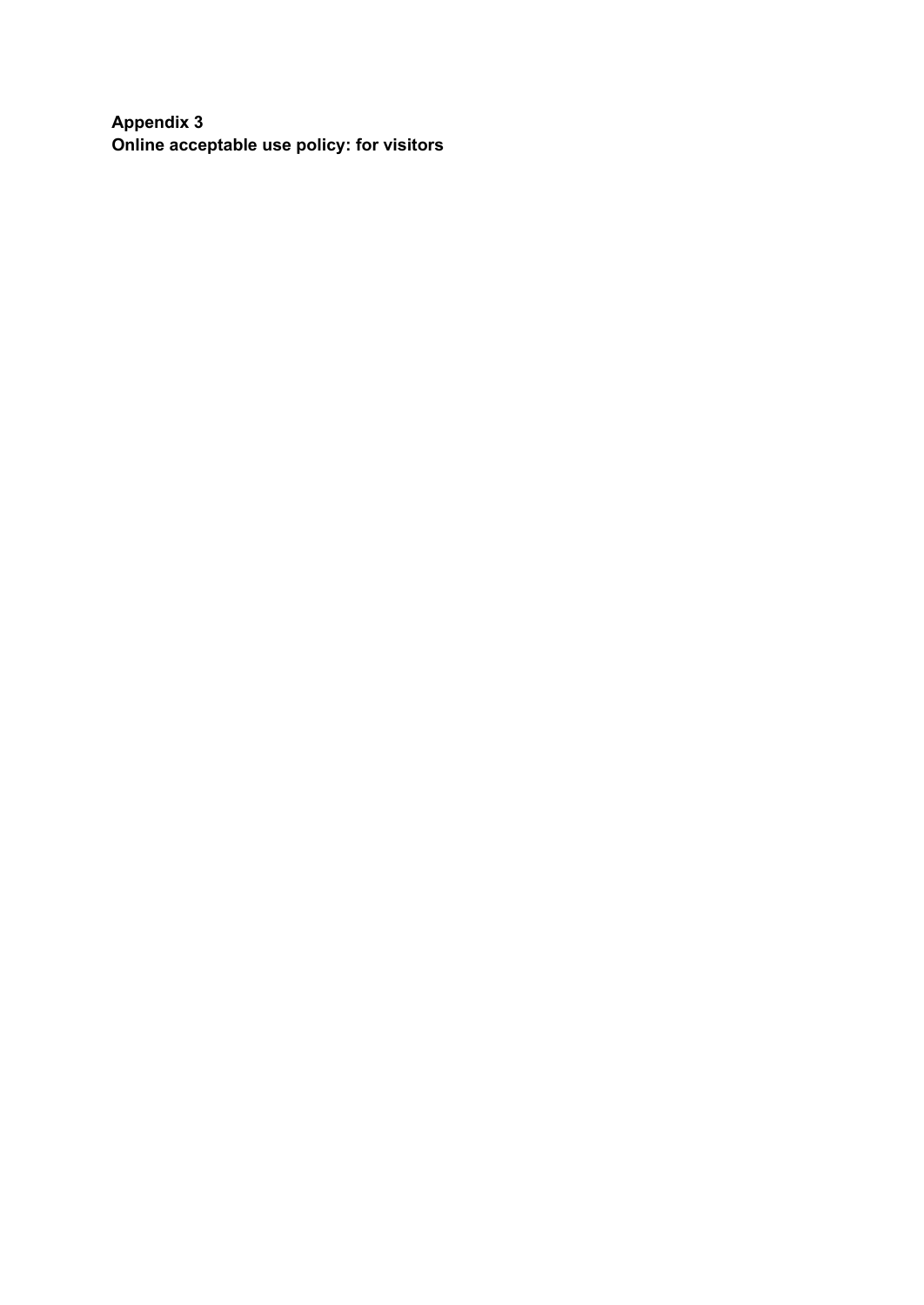**Appendix 3**
**Online acceptable use policy: for visitors**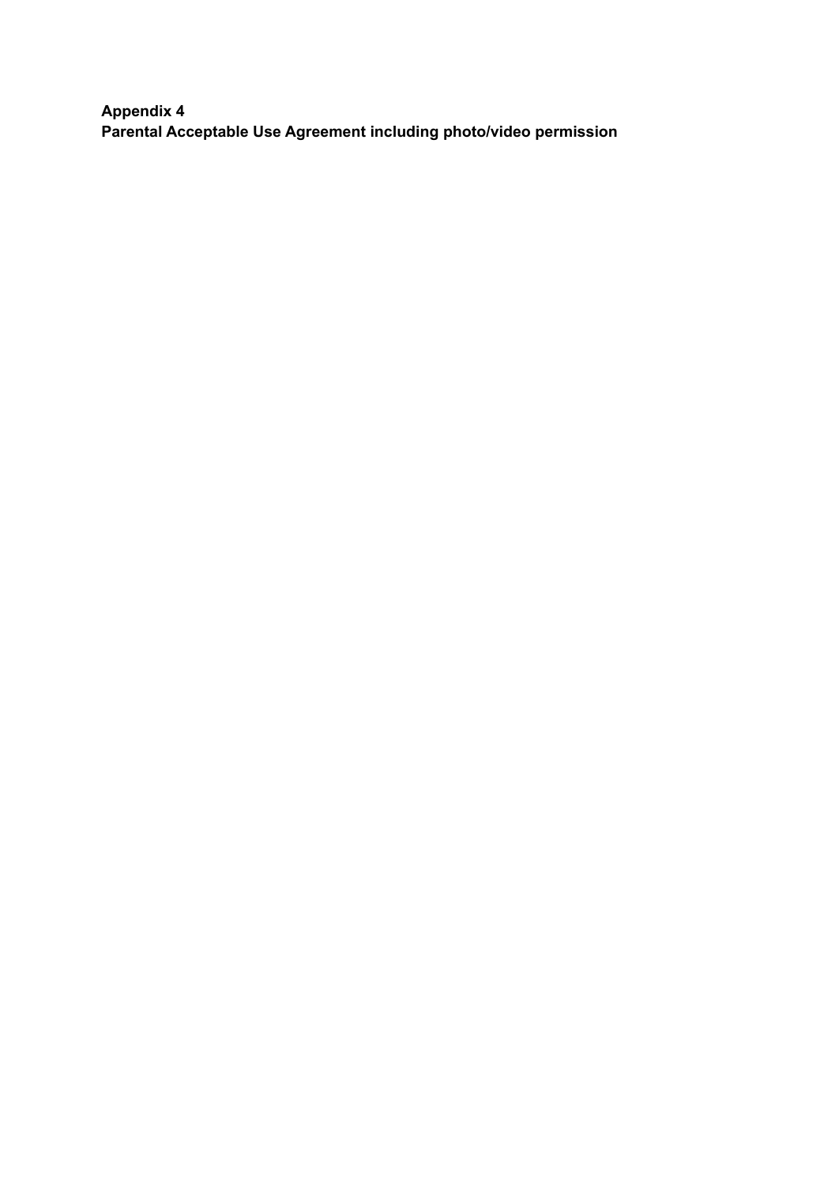**Appendix 4**
**Parental Acceptable Use Agreement including photo/video permission**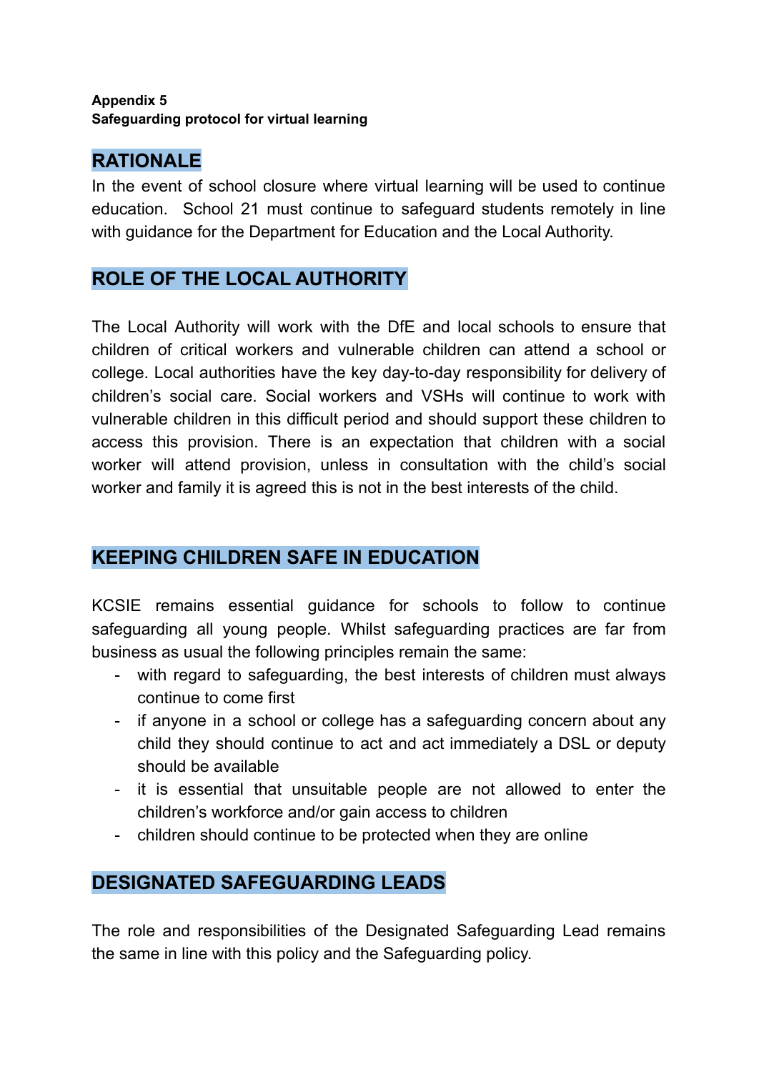**Appendix 5**
**Safeguarding protocol for virtual learning**

## RATIONALE

In the event of school closure where virtual learning will be used to continue education. School 21 must continue to safeguard students remotely in line with guidance for the Department for Education and the Local Authority.

## ROLE OF THE LOCAL AUTHORITY

The Local Authority will work with the DfE and local schools to ensure that children of critical workers and vulnerable children can attend a school or college. Local authorities have the key day-to-day responsibility for delivery of children's social care. Social workers and VSHs will continue to work with vulnerable children in this difficult period and should support these children to access this provision. There is an expectation that children with a social worker will attend provision, unless in consultation with the child's social worker and family it is agreed this is not in the best interests of the child.

## KEEPING CHILDREN SAFE IN EDUCATION

KCSIE remains essential guidance for schools to follow to continue safeguarding all young people. Whilst safeguarding practices are far from business as usual the following principles remain the same:

- with regard to safeguarding, the best interests of children must always continue to come first
- if anyone in a school or college has a safeguarding concern about any child they should continue to act and act immediately a DSL or deputy should be available
- it is essential that unsuitable people are not allowed to enter the children's workforce and/or gain access to children
- children should continue to be protected when they are online

## DESIGNATED SAFEGUARDING LEADS

The role and responsibilities of the Designated Safeguarding Lead remains the same in line with this policy and the Safeguarding policy.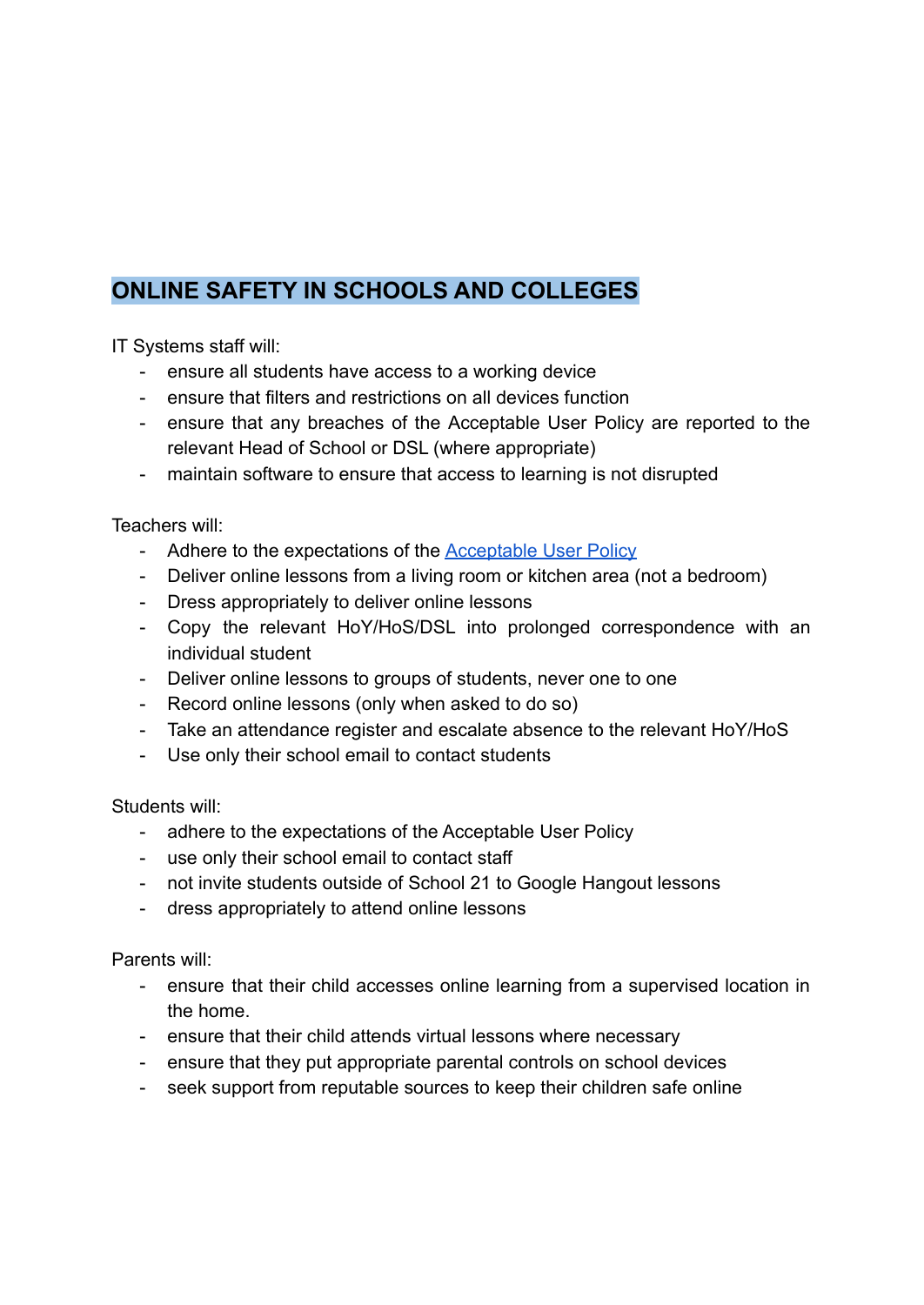## ONLINE SAFETY IN SCHOOLS AND COLLEGES

IT Systems staff will:

- ensure all students have access to a working device
- ensure that filters and restrictions on all devices function
- ensure that any breaches of the Acceptable User Policy are reported to the relevant Head of School or DSL (where appropriate)
- maintain software to ensure that access to learning is not disrupted

Teachers will:

- Adhere to the expectations of the Acceptable User Policy
- Deliver online lessons from a living room or kitchen area (not a bedroom)
- Dress appropriately to deliver online lessons
- Copy the relevant HoY/HoS/DSL into prolonged correspondence with an individual student
- Deliver online lessons to groups of students, never one to one
- Record online lessons (only when asked to do so)
- Take an attendance register and escalate absence to the relevant HoY/HoS
- Use only their school email to contact students

Students will:

- adhere to the expectations of the Acceptable User Policy
- use only their school email to contact staff
- not invite students outside of School 21 to Google Hangout lessons
- dress appropriately to attend online lessons

Parents will:

- ensure that their child accesses online learning from a supervised location in the home.
- ensure that their child attends virtual lessons where necessary
- ensure that they put appropriate parental controls on school devices
- seek support from reputable sources to keep their children safe online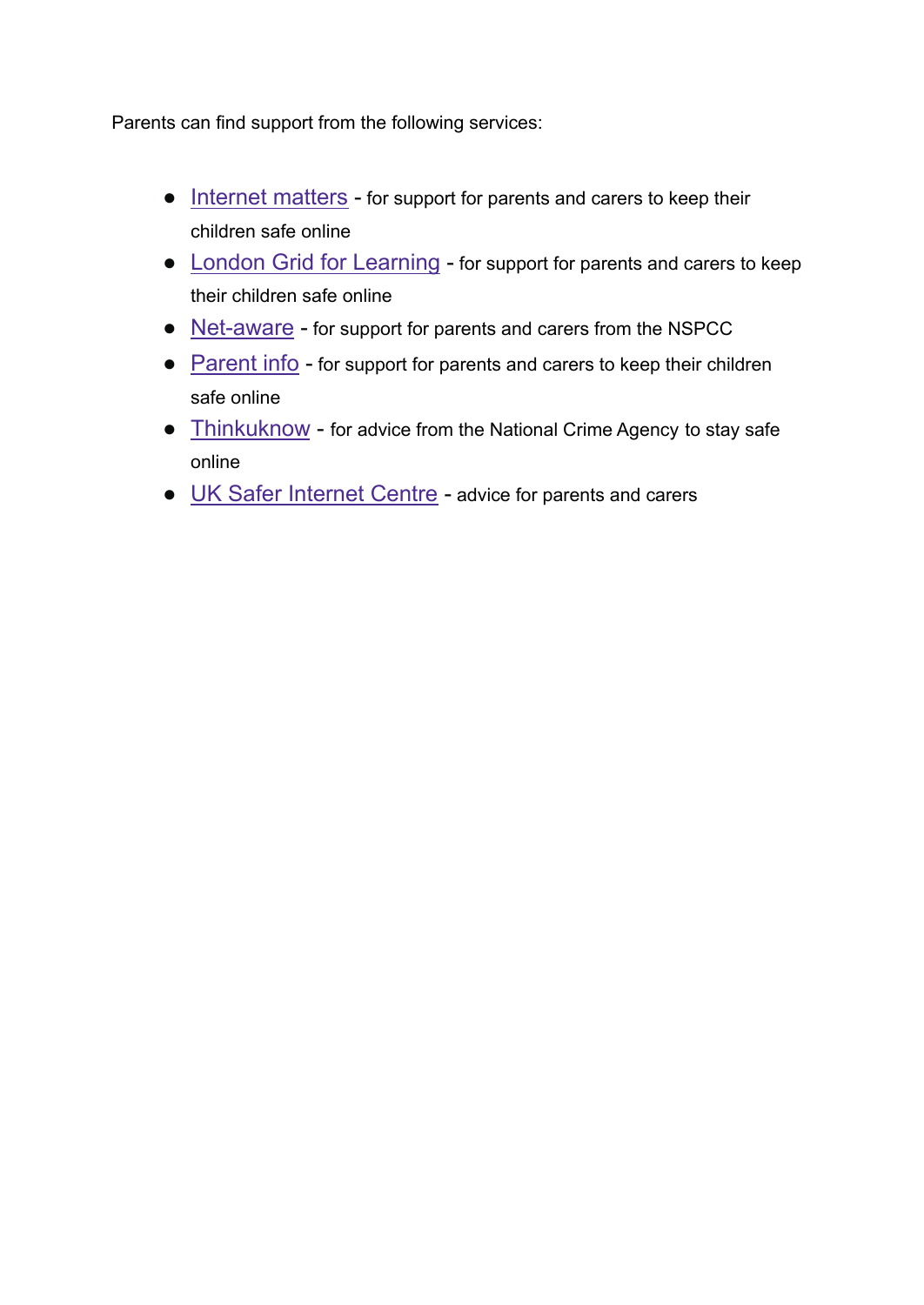Parents can find support from the following services:

- Internet matters - for support for parents and carers to keep their children safe online
- London Grid for Learning - for support for parents and carers to keep their children safe online
- Net-aware - for support for parents and carers from the NSPCC
- Parent info - for support for parents and carers to keep their children safe online
- Thinkuknow - for advice from the National Crime Agency to stay safe online
- UK Safer Internet Centre - advice for parents and carers